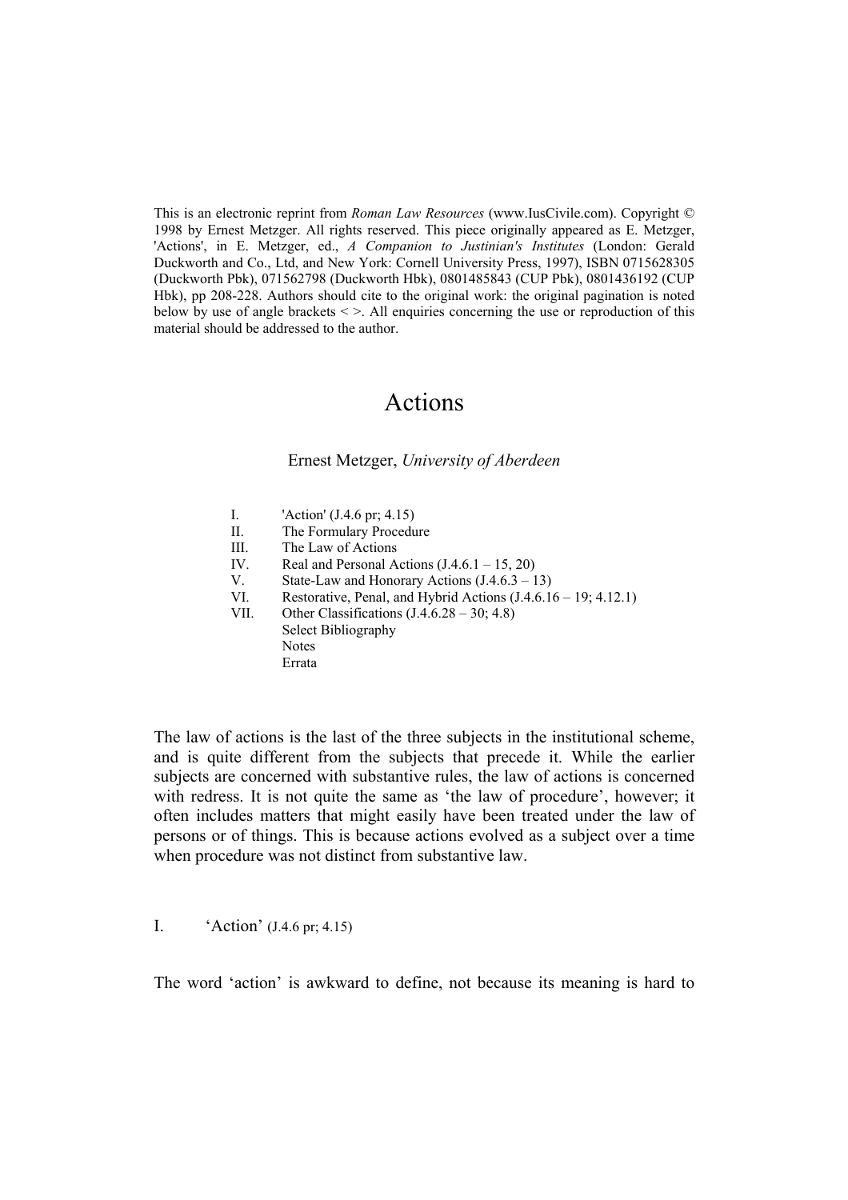This is an electronic reprint from *Roman Law Resources* (www.IusCivile.com). Copyright © 1998 by Ernest Metzger. All rights reserved. This piece originally appeared as E. Metzger, 'Actions', in E. Metzger, ed., *A Companion to Justinian's Institutes* (London: Gerald Duckworth and Co., Ltd, and New York: Cornell University Press, 1997), ISBN 0715628305 (Duckworth Pbk), 071562798 (Duckworth Hbk), 0801485843 (CUP Pbk), 0801436192 (CUP Hbk), pp 208-228. Authors should cite to the original work: the original pagination is noted below by use of angle brackets < >. All enquiries concerning the use or reproduction of this material should be addressed to the author.

# Actions

Ernest Metzger, *University of Aberdeen*

- I. 'Action' (J.4.6 pr; 4.15)
- II. The Formulary Procedure
- III. The Law of Actions
- IV. Real and Personal Actions (J.4.6.1 – 15, 20)
- V. State-Law and Honorary Actions (J.4.6.3 – 13)
- VI. Restorative, Penal, and Hybrid Actions (J.4.6.16 – 19; 4.12.1)
- VII. Other Classifications (J.4.6.28 – 30; 4.8)
- Select Bibliography
- Notes
- Errata

The law of actions is the last of the three subjects in the institutional scheme, and is quite different from the subjects that precede it. While the earlier subjects are concerned with substantive rules, the law of actions is concerned with redress. It is not quite the same as 'the law of procedure', however; it often includes matters that might easily have been treated under the law of persons or of things. This is because actions evolved as a subject over a time when procedure was not distinct from substantive law.

## I. 'Action' (J.4.6 pr; 4.15)

The word 'action' is awkward to define, not because its meaning is hard to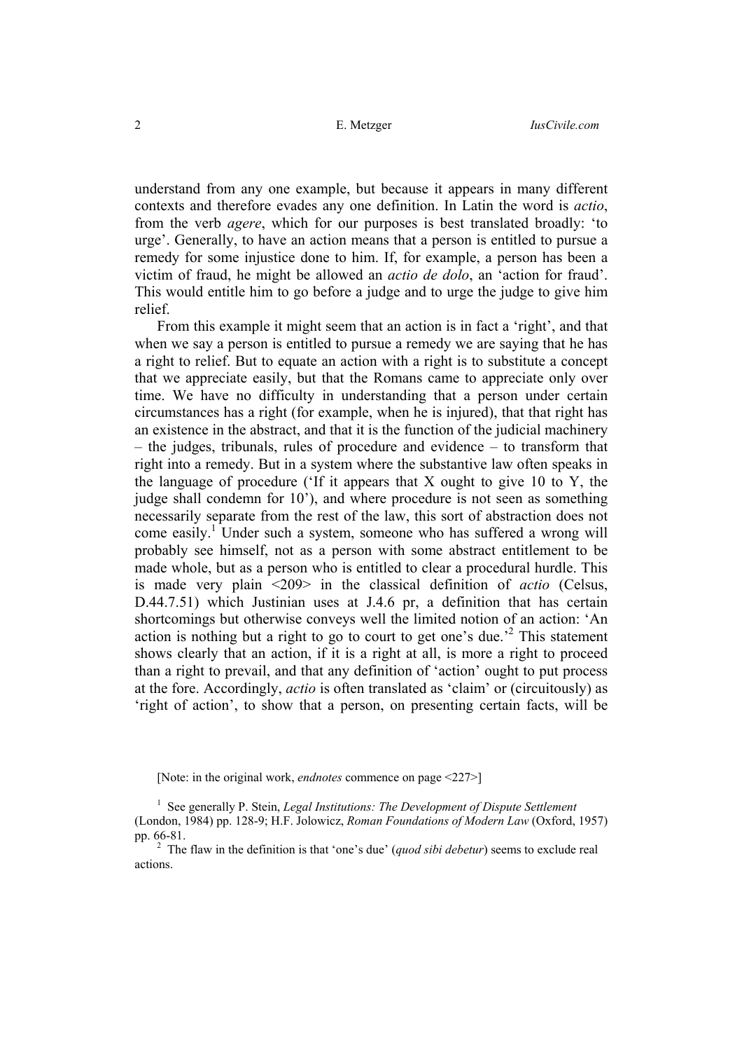understand from any one example, but because it appears in many different contexts and therefore evades any one definition. In Latin the word is *actio*, from the verb *agere*, which for our purposes is best translated broadly: 'to urge'. Generally, to have an action means that a person is entitled to pursue a remedy for some injustice done to him. If, for example, a person has been a victim of fraud, he might be allowed an *actio de dolo*, an 'action for fraud'. This would entitle him to go before a judge and to urge the judge to give him relief.

From this example it might seem that an action is in fact a 'right', and that when we say a person is entitled to pursue a remedy we are saying that he has a right to relief. But to equate an action with a right is to substitute a concept that we appreciate easily, but that the Romans came to appreciate only over time. We have no difficulty in understanding that a person under certain circumstances has a right (for example, when he is injured), that that right has an existence in the abstract, and that it is the function of the judicial machinery – the judges, tribunals, rules of procedure and evidence – to transform that right into a remedy. But in a system where the substantive law often speaks in the language of procedure ('If it appears that X ought to give 10 to Y, the judge shall condemn for 10'), and where procedure is not seen as something necessarily separate from the rest of the law, this sort of abstraction does not come easily.[1] Under such a system, someone who has suffered a wrong will probably see himself, not as a person with some abstract entitlement to be made whole, but as a person who is entitled to clear a procedural hurdle. This is made very plain <209> in the classical definition of *actio* (Celsus, D.44.7.51) which Justinian uses at J.4.6 pr, a definition that has certain shortcomings but otherwise conveys well the limited notion of an action: 'An action is nothing but a right to go to court to get one's due.'[2] This statement shows clearly that an action, if it is a right at all, is more a right to proceed than a right to prevail, and that any definition of 'action' ought to put process at the fore. Accordingly, *actio* is often translated as 'claim' or (circuitously) as 'right of action', to show that a person, on presenting certain facts, will be

[Note: in the original work, *endnotes* commence on page <227>]

[1] See generally P. Stein, *Legal Institutions: The Development of Dispute Settlement* (London, 1984) pp. 128-9; H.F. Jolowicz, *Roman Foundations of Modern Law* (Oxford, 1957) pp. 66-81.

[2] The flaw in the definition is that 'one's due' (*quod sibi debetur*) seems to exclude real actions.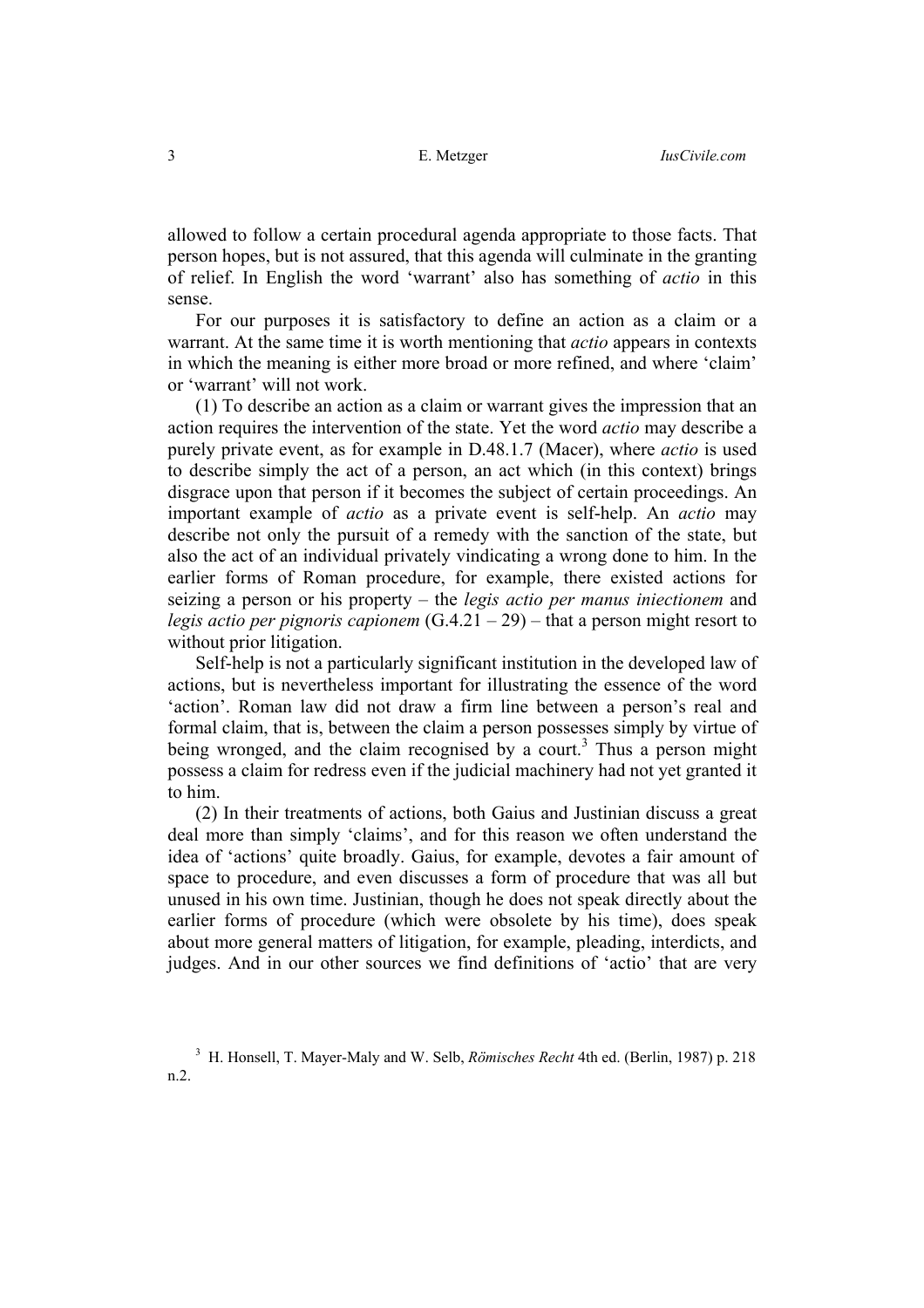allowed to follow a certain procedural agenda appropriate to those facts. That person hopes, but is not assured, that this agenda will culminate in the granting of relief. In English the word 'warrant' also has something of *actio* in this sense.

For our purposes it is satisfactory to define an action as a claim or a warrant. At the same time it is worth mentioning that *actio* appears in contexts in which the meaning is either more broad or more refined, and where 'claim' or 'warrant' will not work.

(1) To describe an action as a claim or warrant gives the impression that an action requires the intervention of the state. Yet the word *actio* may describe a purely private event, as for example in D.48.1.7 (Macer), where *actio* is used to describe simply the act of a person, an act which (in this context) brings disgrace upon that person if it becomes the subject of certain proceedings. An important example of *actio* as a private event is self-help. An *actio* may describe not only the pursuit of a remedy with the sanction of the state, but also the act of an individual privately vindicating a wrong done to him. In the earlier forms of Roman procedure, for example, there existed actions for seizing a person or his property – the *legis actio per manus iniectionem* and *legis actio per pignoris capionem* (G.4.21 – 29) – that a person might resort to without prior litigation.

Self-help is not a particularly significant institution in the developed law of actions, but is nevertheless important for illustrating the essence of the word 'action'. Roman law did not draw a firm line between a person's real and formal claim, that is, between the claim a person possesses simply by virtue of being wronged, and the claim recognised by a court.[3] Thus a person might possess a claim for redress even if the judicial machinery had not yet granted it to him.

(2) In their treatments of actions, both Gaius and Justinian discuss a great deal more than simply 'claims', and for this reason we often understand the idea of 'actions' quite broadly. Gaius, for example, devotes a fair amount of space to procedure, and even discusses a form of procedure that was all but unused in his own time. Justinian, though he does not speak directly about the earlier forms of procedure (which were obsolete by his time), does speak about more general matters of litigation, for example, pleading, interdicts, and judges. And in our other sources we find definitions of 'actio' that are very

[3] H. Honsell, T. Mayer-Maly and W. Selb, *Römisches Recht* 4th ed. (Berlin, 1987) p. 218 n.2.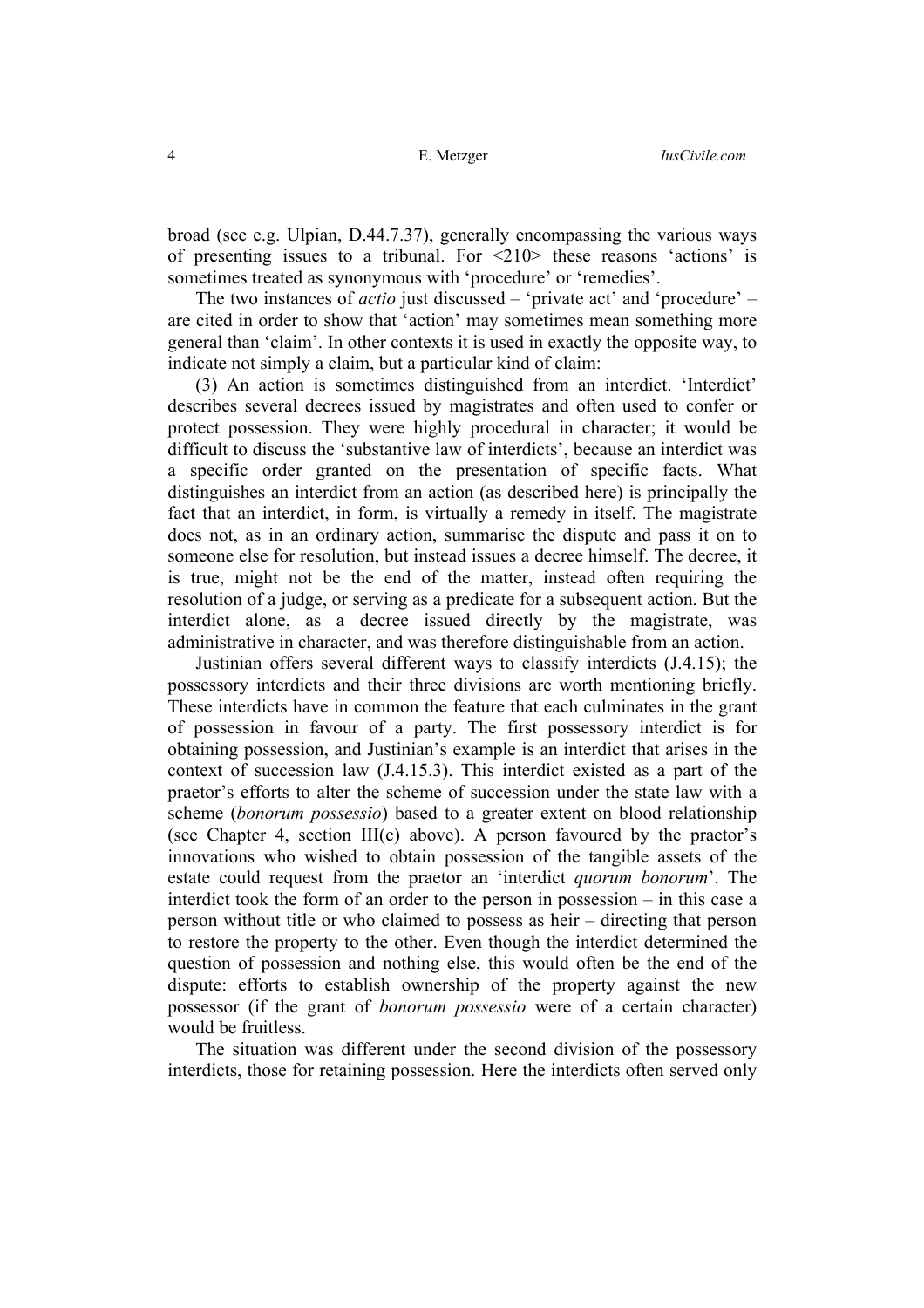broad (see e.g. Ulpian, D.44.7.37), generally encompassing the various ways of presenting issues to a tribunal. For <210> these reasons 'actions' is sometimes treated as synonymous with 'procedure' or 'remedies'.

The two instances of *actio* just discussed – 'private act' and 'procedure' – are cited in order to show that 'action' may sometimes mean something more general than 'claim'. In other contexts it is used in exactly the opposite way, to indicate not simply a claim, but a particular kind of claim:

(3) An action is sometimes distinguished from an interdict. 'Interdict' describes several decrees issued by magistrates and often used to confer or protect possession. They were highly procedural in character; it would be difficult to discuss the 'substantive law of interdicts', because an interdict was a specific order granted on the presentation of specific facts. What distinguishes an interdict from an action (as described here) is principally the fact that an interdict, in form, is virtually a remedy in itself. The magistrate does not, as in an ordinary action, summarise the dispute and pass it on to someone else for resolution, but instead issues a decree himself. The decree, it is true, might not be the end of the matter, instead often requiring the resolution of a judge, or serving as a predicate for a subsequent action. But the interdict alone, as a decree issued directly by the magistrate, was administrative in character, and was therefore distinguishable from an action.

Justinian offers several different ways to classify interdicts (J.4.15); the possessory interdicts and their three divisions are worth mentioning briefly. These interdicts have in common the feature that each culminates in the grant of possession in favour of a party. The first possessory interdict is for obtaining possession, and Justinian's example is an interdict that arises in the context of succession law (J.4.15.3). This interdict existed as a part of the praetor's efforts to alter the scheme of succession under the state law with a scheme (*bonorum possessio*) based to a greater extent on blood relationship (see Chapter 4, section III(c) above). A person favoured by the praetor's innovations who wished to obtain possession of the tangible assets of the estate could request from the praetor an 'interdict *quorum bonorum*'. The interdict took the form of an order to the person in possession – in this case a person without title or who claimed to possess as heir – directing that person to restore the property to the other. Even though the interdict determined the question of possession and nothing else, this would often be the end of the dispute: efforts to establish ownership of the property against the new possessor (if the grant of *bonorum possessio* were of a certain character) would be fruitless.

The situation was different under the second division of the possessory interdicts, those for retaining possession. Here the interdicts often served only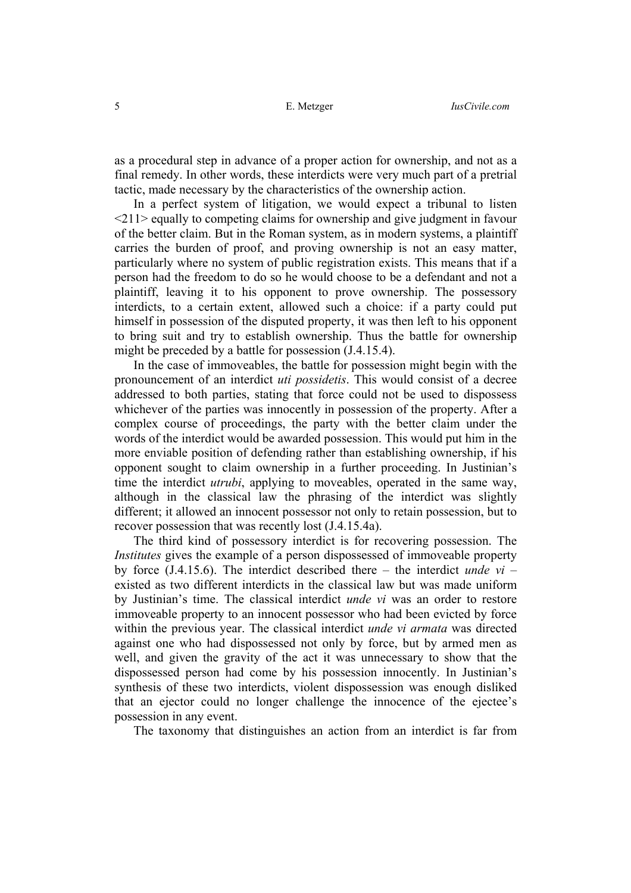as a procedural step in advance of a proper action for ownership, and not as a final remedy. In other words, these interdicts were very much part of a pretrial tactic, made necessary by the characteristics of the ownership action.

In a perfect system of litigation, we would expect a tribunal to listen <211> equally to competing claims for ownership and give judgment in favour of the better claim. But in the Roman system, as in modern systems, a plaintiff carries the burden of proof, and proving ownership is not an easy matter, particularly where no system of public registration exists. This means that if a person had the freedom to do so he would choose to be a defendant and not a plaintiff, leaving it to his opponent to prove ownership. The possessory interdicts, to a certain extent, allowed such a choice: if a party could put himself in possession of the disputed property, it was then left to his opponent to bring suit and try to establish ownership. Thus the battle for ownership might be preceded by a battle for possession (J.4.15.4).

In the case of immoveables, the battle for possession might begin with the pronouncement of an interdict *uti possidetis*. This would consist of a decree addressed to both parties, stating that force could not be used to dispossess whichever of the parties was innocently in possession of the property. After a complex course of proceedings, the party with the better claim under the words of the interdict would be awarded possession. This would put him in the more enviable position of defending rather than establishing ownership, if his opponent sought to claim ownership in a further proceeding. In Justinian's time the interdict *utrubi*, applying to moveables, operated in the same way, although in the classical law the phrasing of the interdict was slightly different; it allowed an innocent possessor not only to retain possession, but to recover possession that was recently lost (J.4.15.4a).

The third kind of possessory interdict is for recovering possession. The *Institutes* gives the example of a person dispossessed of immoveable property by force (J.4.15.6). The interdict described there – the interdict *unde vi* – existed as two different interdicts in the classical law but was made uniform by Justinian's time. The classical interdict *unde vi* was an order to restore immoveable property to an innocent possessor who had been evicted by force within the previous year. The classical interdict *unde vi armata* was directed against one who had dispossessed not only by force, but by armed men as well, and given the gravity of the act it was unnecessary to show that the dispossessed person had come by his possession innocently. In Justinian's synthesis of these two interdicts, violent dispossession was enough disliked that an ejector could no longer challenge the innocence of the ejectee's possession in any event.

The taxonomy that distinguishes an action from an interdict is far from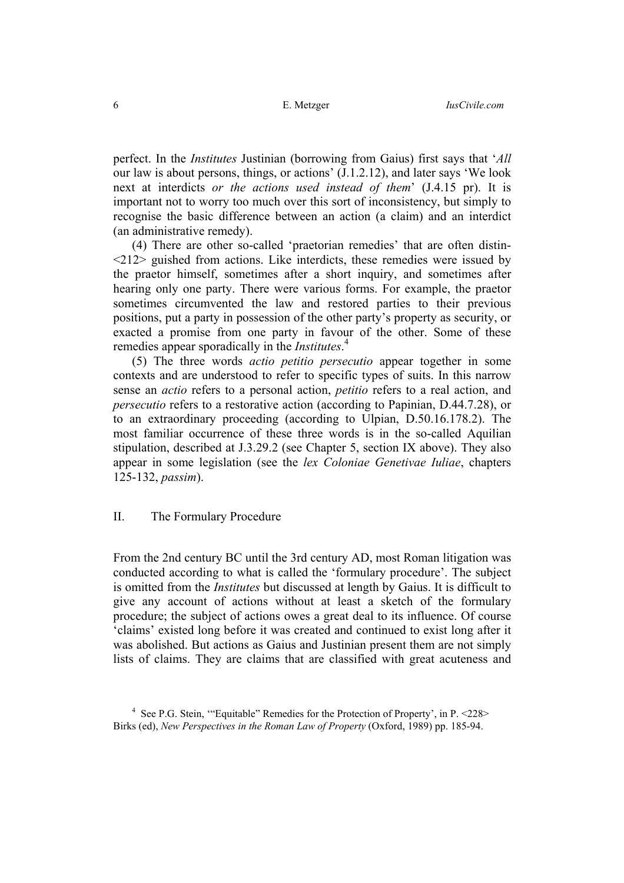perfect. In the *Institutes* Justinian (borrowing from Gaius) first says that '*All* our law is about persons, things, or actions' (J.1.2.12), and later says 'We look next at interdicts *or the actions used instead of them*' (J.4.15 pr). It is important not to worry too much over this sort of inconsistency, but simply to recognise the basic difference between an action (a claim) and an interdict (an administrative remedy).

(4) There are other so-called 'praetorian remedies' that are often distin- <212> guished from actions. Like interdicts, these remedies were issued by the praetor himself, sometimes after a short inquiry, and sometimes after hearing only one party. There were various forms. For example, the praetor sometimes circumvented the law and restored parties to their previous positions, put a party in possession of the other party's property as security, or exacted a promise from one party in favour of the other. Some of these remedies appear sporadically in the *Institutes*.[4]

(5) The three words *actio petitio persecutio* appear together in some contexts and are understood to refer to specific types of suits. In this narrow sense an *actio* refers to a personal action, *petitio* refers to a real action, and *persecutio* refers to a restorative action (according to Papinian, D.44.7.28), or to an extraordinary proceeding (according to Ulpian, D.50.16.178.2). The most familiar occurrence of these three words is in the so-called Aquilian stipulation, described at J.3.29.2 (see Chapter 5, section IX above). They also appear in some legislation (see the *lex Coloniae Genetivae Iuliae*, chapters 125-132, *passim*).

## II. The Formulary Procedure

From the 2nd century BC until the 3rd century AD, most Roman litigation was conducted according to what is called the 'formulary procedure'. The subject is omitted from the *Institutes* but discussed at length by Gaius. It is difficult to give any account of actions without at least a sketch of the formulary procedure; the subject of actions owes a great deal to its influence. Of course 'claims' existed long before it was created and continued to exist long after it was abolished. But actions as Gaius and Justinian present them are not simply lists of claims. They are claims that are classified with great acuteness and

[4] See P.G. Stein, '"Equitable" Remedies for the Protection of Property', in P. <228> Birks (ed), *New Perspectives in the Roman Law of Property* (Oxford, 1989) pp. 185-94.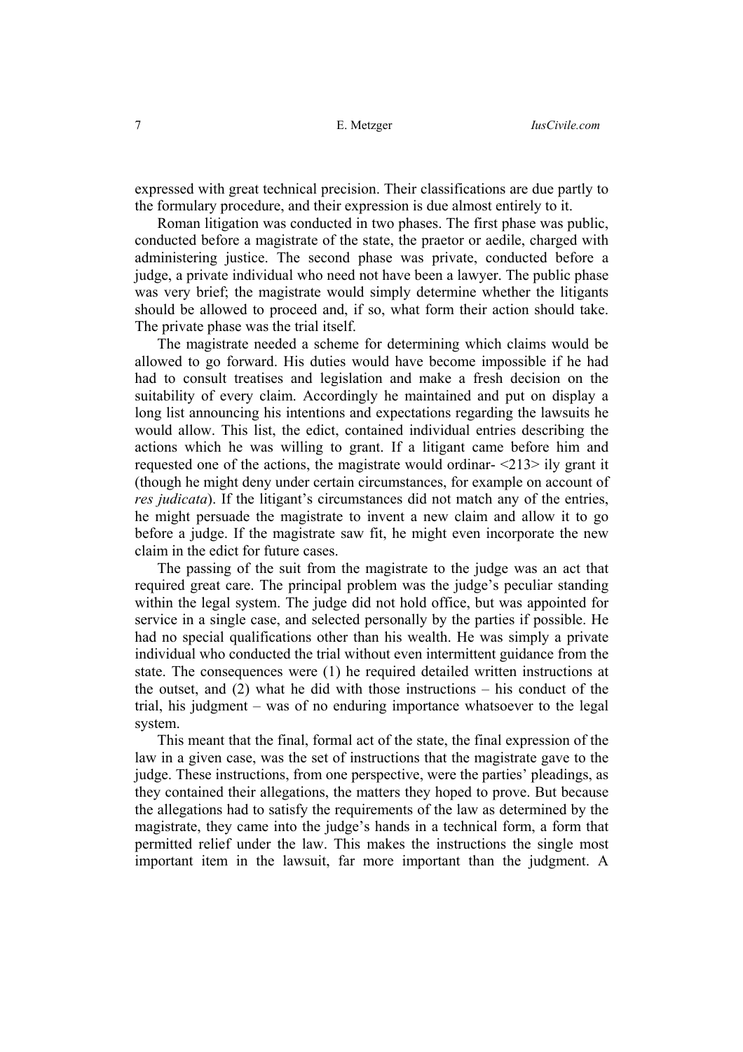expressed with great technical precision. Their classifications are due partly to the formulary procedure, and their expression is due almost entirely to it.

Roman litigation was conducted in two phases. The first phase was public, conducted before a magistrate of the state, the praetor or aedile, charged with administering justice. The second phase was private, conducted before a judge, a private individual who need not have been a lawyer. The public phase was very brief; the magistrate would simply determine whether the litigants should be allowed to proceed and, if so, what form their action should take. The private phase was the trial itself.

The magistrate needed a scheme for determining which claims would be allowed to go forward. His duties would have become impossible if he had had to consult treatises and legislation and make a fresh decision on the suitability of every claim. Accordingly he maintained and put on display a long list announcing his intentions and expectations regarding the lawsuits he would allow. This list, the edict, contained individual entries describing the actions which he was willing to grant. If a litigant came before him and requested one of the actions, the magistrate would ordinar- <213> ily grant it (though he might deny under certain circumstances, for example on account of *res judicata*). If the litigant's circumstances did not match any of the entries, he might persuade the magistrate to invent a new claim and allow it to go before a judge. If the magistrate saw fit, he might even incorporate the new claim in the edict for future cases.

The passing of the suit from the magistrate to the judge was an act that required great care. The principal problem was the judge's peculiar standing within the legal system. The judge did not hold office, but was appointed for service in a single case, and selected personally by the parties if possible. He had no special qualifications other than his wealth. He was simply a private individual who conducted the trial without even intermittent guidance from the state. The consequences were (1) he required detailed written instructions at the outset, and (2) what he did with those instructions – his conduct of the trial, his judgment – was of no enduring importance whatsoever to the legal system.

This meant that the final, formal act of the state, the final expression of the law in a given case, was the set of instructions that the magistrate gave to the judge. These instructions, from one perspective, were the parties' pleadings, as they contained their allegations, the matters they hoped to prove. But because the allegations had to satisfy the requirements of the law as determined by the magistrate, they came into the judge's hands in a technical form, a form that permitted relief under the law. This makes the instructions the single most important item in the lawsuit, far more important than the judgment. A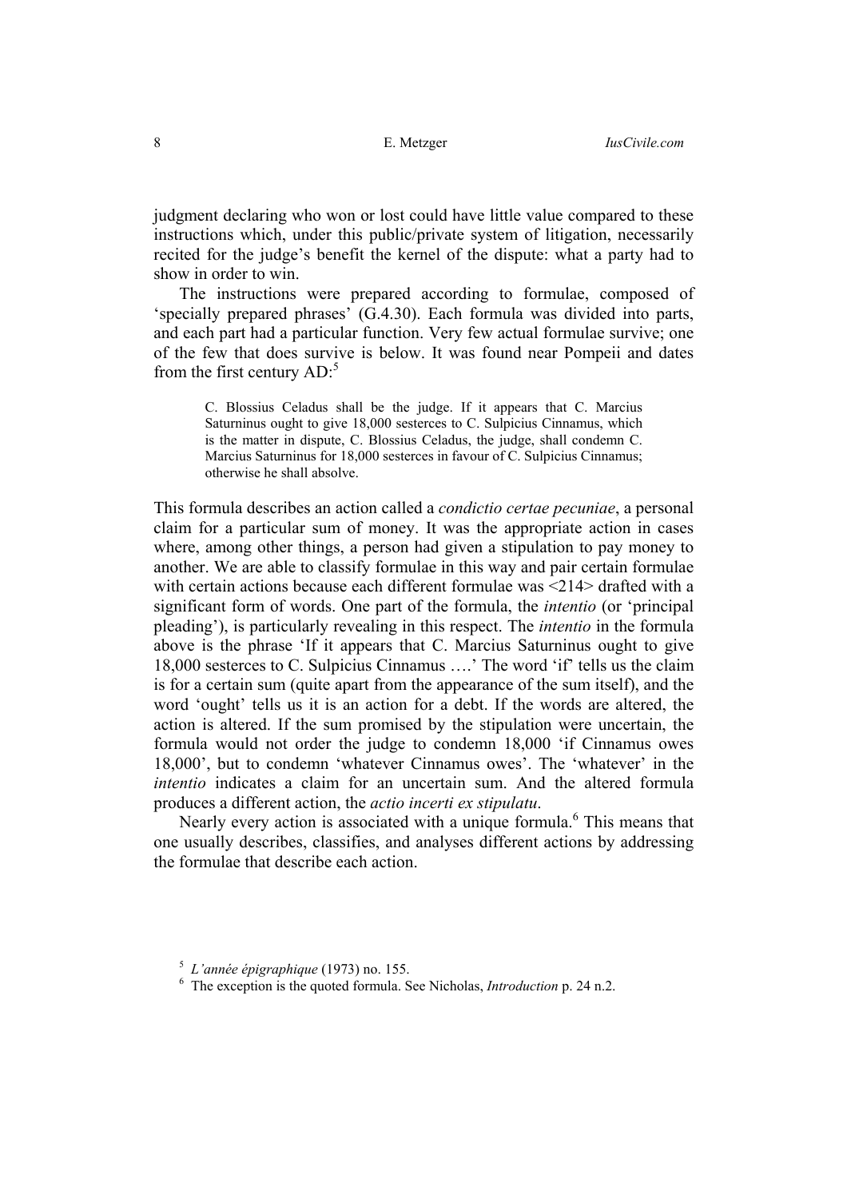judgment declaring who won or lost could have little value compared to these instructions which, under this public/private system of litigation, necessarily recited for the judge's benefit the kernel of the dispute: what a party had to show in order to win.

The instructions were prepared according to formulae, composed of 'specially prepared phrases' (G.4.30). Each formula was divided into parts, and each part had a particular function. Very few actual formulae survive; one of the few that does survive is below. It was found near Pompeii and dates from the first century AD:[5]

> C. Blossius Celadus shall be the judge. If it appears that C. Marcius Saturninus ought to give 18,000 sesterces to C. Sulpicius Cinnamus, which is the matter in dispute, C. Blossius Celadus, the judge, shall condemn C. Marcius Saturninus for 18,000 sesterces in favour of C. Sulpicius Cinnamus; otherwise he shall absolve.

This formula describes an action called a *condictio certae pecuniae*, a personal claim for a particular sum of money. It was the appropriate action in cases where, among other things, a person had given a stipulation to pay money to another. We are able to classify formulae in this way and pair certain formulae with certain actions because each different formulae was <214> drafted with a significant form of words. One part of the formula, the *intentio* (or 'principal pleading'), is particularly revealing in this respect. The *intentio* in the formula above is the phrase 'If it appears that C. Marcius Saturninus ought to give 18,000 sesterces to C. Sulpicius Cinnamus ….' The word 'if' tells us the claim is for a certain sum (quite apart from the appearance of the sum itself), and the word 'ought' tells us it is an action for a debt. If the words are altered, the action is altered. If the sum promised by the stipulation were uncertain, the formula would not order the judge to condemn 18,000 'if Cinnamus owes 18,000', but to condemn 'whatever Cinnamus owes'. The 'whatever' in the *intentio* indicates a claim for an uncertain sum. And the altered formula produces a different action, the *actio incerti ex stipulatu*.

Nearly every action is associated with a unique formula.[6] This means that one usually describes, classifies, and analyses different actions by addressing the formulae that describe each action.

[5] *L'année épigraphique* (1973) no. 155.

[6] The exception is the quoted formula. See Nicholas, *Introduction* p. 24 n.2.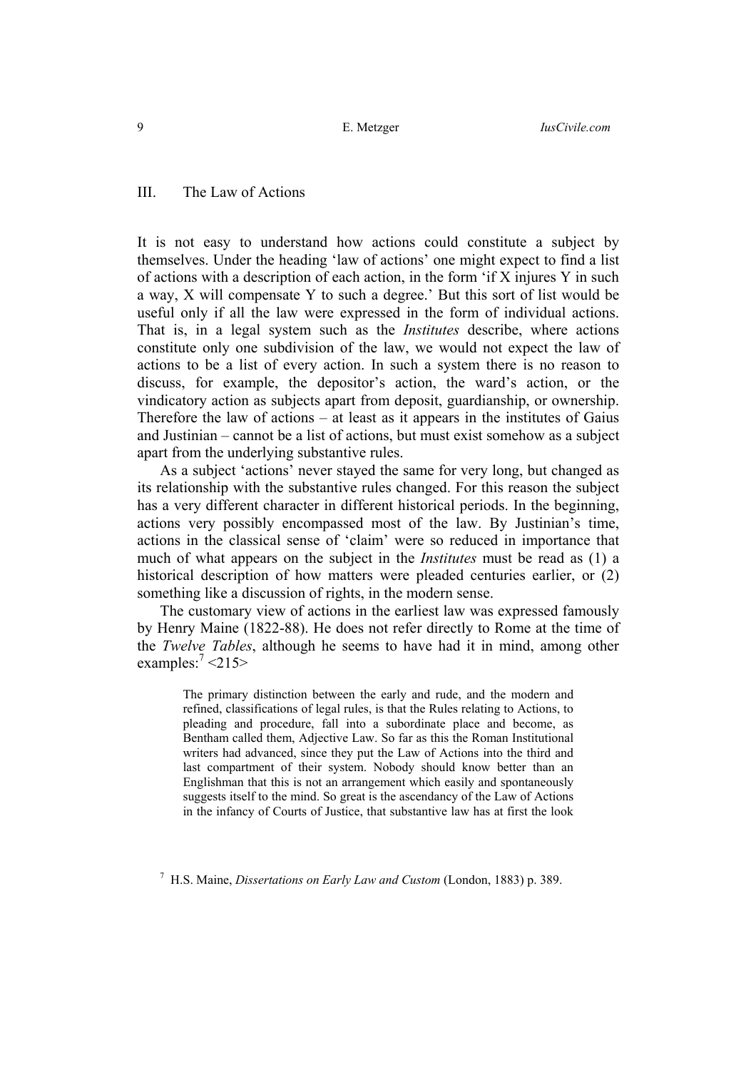## III. The Law of Actions

It is not easy to understand how actions could constitute a subject by themselves. Under the heading 'law of actions' one might expect to find a list of actions with a description of each action, in the form 'if X injures Y in such a way, X will compensate Y to such a degree.' But this sort of list would be useful only if all the law were expressed in the form of individual actions. That is, in a legal system such as the *Institutes* describe, where actions constitute only one subdivision of the law, we would not expect the law of actions to be a list of every action. In such a system there is no reason to discuss, for example, the depositor's action, the ward's action, or the vindicatory action as subjects apart from deposit, guardianship, or ownership. Therefore the law of actions – at least as it appears in the institutes of Gaius and Justinian – cannot be a list of actions, but must exist somehow as a subject apart from the underlying substantive rules.

As a subject 'actions' never stayed the same for very long, but changed as its relationship with the substantive rules changed. For this reason the subject has a very different character in different historical periods. In the beginning, actions very possibly encompassed most of the law. By Justinian's time, actions in the classical sense of 'claim' were so reduced in importance that much of what appears on the subject in the *Institutes* must be read as (1) a historical description of how matters were pleaded centuries earlier, or (2) something like a discussion of rights, in the modern sense.

The customary view of actions in the earliest law was expressed famously by Henry Maine (1822-88). He does not refer directly to Rome at the time of the *Twelve Tables*, although he seems to have had it in mind, among other examples:[7] <215>

> The primary distinction between the early and rude, and the modern and refined, classifications of legal rules, is that the Rules relating to Actions, to pleading and procedure, fall into a subordinate place and become, as Bentham called them, Adjective Law. So far as this the Roman Institutional writers had advanced, since they put the Law of Actions into the third and last compartment of their system. Nobody should know better than an Englishman that this is not an arrangement which easily and spontaneously suggests itself to the mind. So great is the ascendancy of the Law of Actions in the infancy of Courts of Justice, that substantive law has at first the look

[7] H.S. Maine, *Dissertations on Early Law and Custom* (London, 1883) p. 389.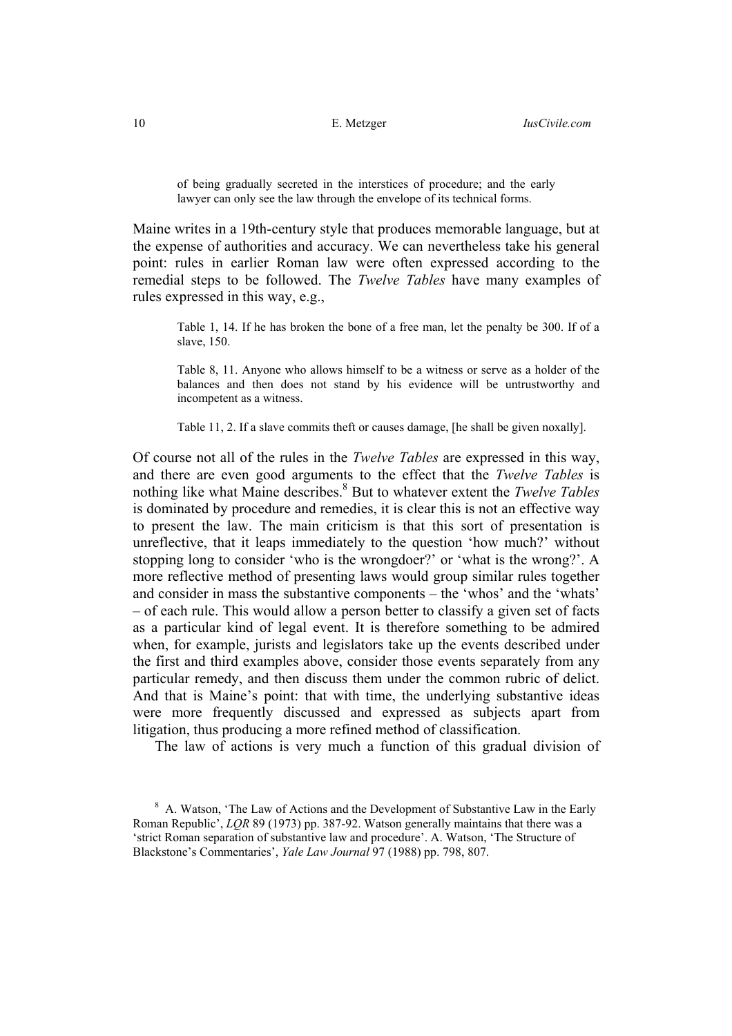> of being gradually secreted in the interstices of procedure; and the early lawyer can only see the law through the envelope of its technical forms.

Maine writes in a 19th-century style that produces memorable language, but at the expense of authorities and accuracy. We can nevertheless take his general point: rules in earlier Roman law were often expressed according to the remedial steps to be followed. The *Twelve Tables* have many examples of rules expressed in this way, e.g.,

> Table 1, 14. If he has broken the bone of a free man, let the penalty be 300. If of a slave, 150.
>
> Table 8, 11. Anyone who allows himself to be a witness or serve as a holder of the balances and then does not stand by his evidence will be untrustworthy and incompetent as a witness.
>
> Table 11, 2. If a slave commits theft or causes damage, [he shall be given noxally].

Of course not all of the rules in the *Twelve Tables* are expressed in this way, and there are even good arguments to the effect that the *Twelve Tables* is nothing like what Maine describes.[8] But to whatever extent the *Twelve Tables* is dominated by procedure and remedies, it is clear this is not an effective way to present the law. The main criticism is that this sort of presentation is unreflective, that it leaps immediately to the question 'how much?' without stopping long to consider 'who is the wrongdoer?' or 'what is the wrong?'. A more reflective method of presenting laws would group similar rules together and consider in mass the substantive components – the 'whos' and the 'whats' – of each rule. This would allow a person better to classify a given set of facts as a particular kind of legal event. It is therefore something to be admired when, for example, jurists and legislators take up the events described under the first and third examples above, consider those events separately from any particular remedy, and then discuss them under the common rubric of delict. And that is Maine's point: that with time, the underlying substantive ideas were more frequently discussed and expressed as subjects apart from litigation, thus producing a more refined method of classification.

The law of actions is very much a function of this gradual division of

[8] A. Watson, 'The Law of Actions and the Development of Substantive Law in the Early Roman Republic', *LQR* 89 (1973) pp. 387-92. Watson generally maintains that there was a 'strict Roman separation of substantive law and procedure'. A. Watson, 'The Structure of Blackstone's Commentaries', *Yale Law Journal* 97 (1988) pp. 798, 807.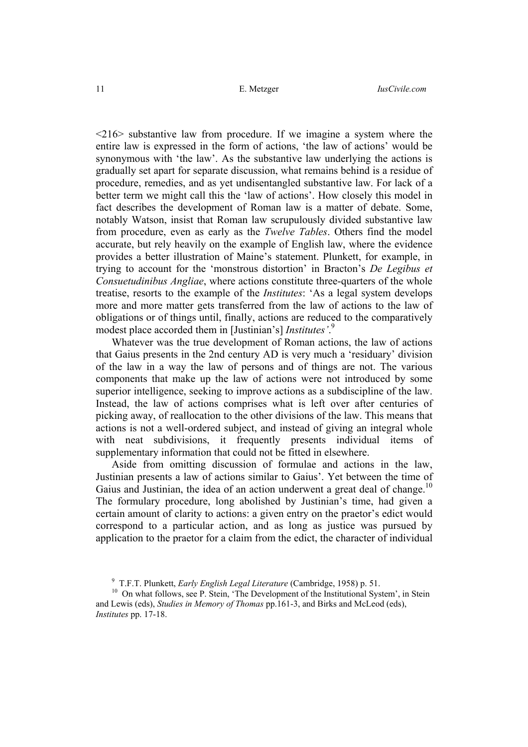<216> substantive law from procedure. If we imagine a system where the entire law is expressed in the form of actions, 'the law of actions' would be synonymous with 'the law'. As the substantive law underlying the actions is gradually set apart for separate discussion, what remains behind is a residue of procedure, remedies, and as yet undisentangled substantive law. For lack of a better term we might call this the 'law of actions'. How closely this model in fact describes the development of Roman law is a matter of debate. Some, notably Watson, insist that Roman law scrupulously divided substantive law from procedure, even as early as the *Twelve Tables*. Others find the model accurate, but rely heavily on the example of English law, where the evidence provides a better illustration of Maine's statement. Plunkett, for example, in trying to account for the 'monstrous distortion' in Bracton's *De Legibus et Consuetudinibus Angliae*, where actions constitute three-quarters of the whole treatise, resorts to the example of the *Institutes*: 'As a legal system develops more and more matter gets transferred from the law of actions to the law of obligations or of things until, finally, actions are reduced to the comparatively modest place accorded them in [Justinian's] *Institutes'*.[9]

Whatever was the true development of Roman actions, the law of actions that Gaius presents in the 2nd century AD is very much a 'residuary' division of the law in a way the law of persons and of things are not. The various components that make up the law of actions were not introduced by some superior intelligence, seeking to improve actions as a subdiscipline of the law. Instead, the law of actions comprises what is left over after centuries of picking away, of reallocation to the other divisions of the law. This means that actions is not a well-ordered subject, and instead of giving an integral whole with neat subdivisions, it frequently presents individual items of supplementary information that could not be fitted in elsewhere.

Aside from omitting discussion of formulae and actions in the law, Justinian presents a law of actions similar to Gaius'. Yet between the time of Gaius and Justinian, the idea of an action underwent a great deal of change.[10] The formulary procedure, long abolished by Justinian's time, had given a certain amount of clarity to actions: a given entry on the praetor's edict would correspond to a particular action, and as long as justice was pursued by application to the praetor for a claim from the edict, the character of individual

[9] T.F.T. Plunkett, *Early English Legal Literature* (Cambridge, 1958) p. 51.

[10] On what follows, see P. Stein, 'The Development of the Institutional System', in Stein and Lewis (eds), *Studies in Memory of Thomas* pp.161-3, and Birks and McLeod (eds), *Institutes* pp. 17-18.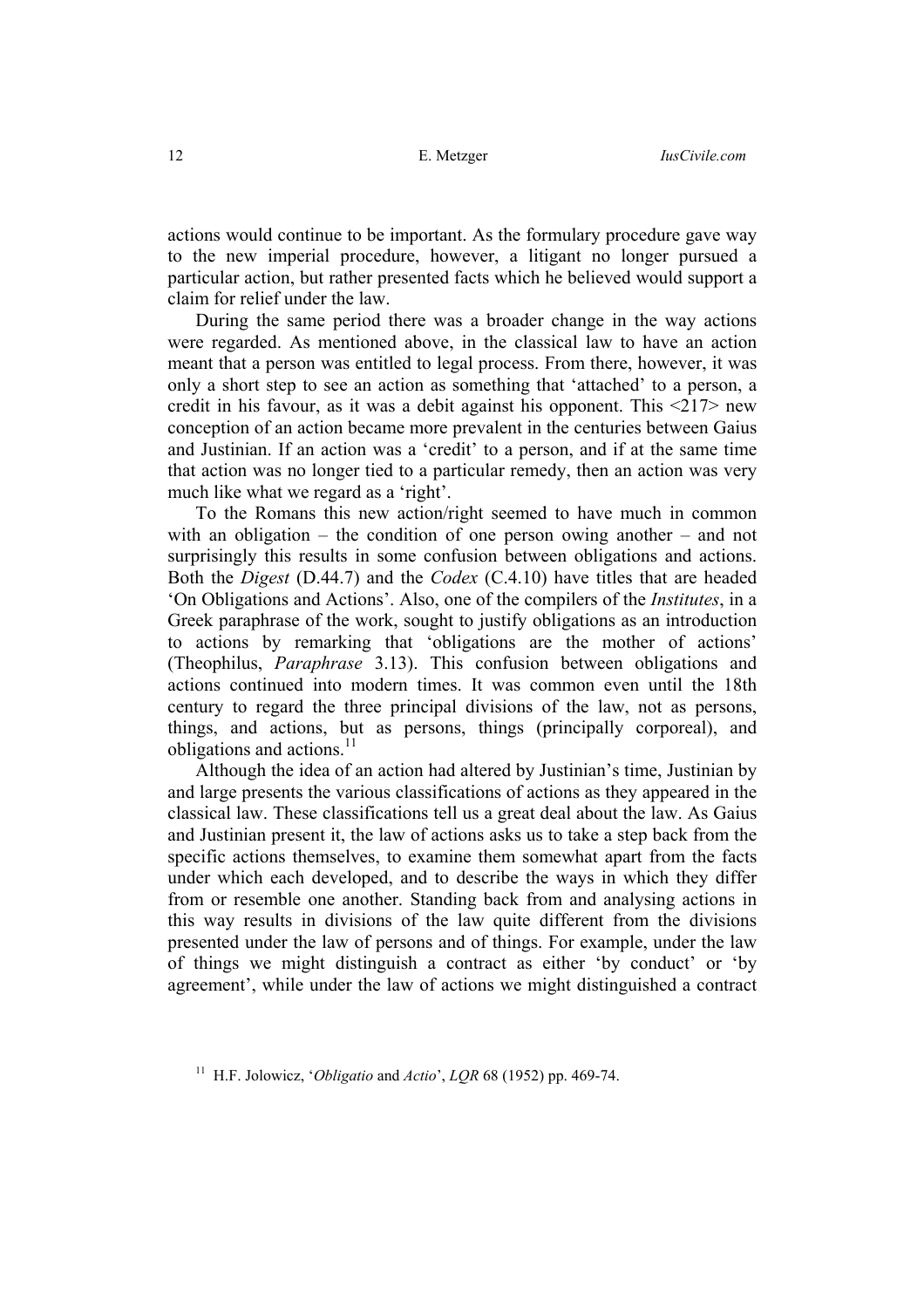actions would continue to be important. As the formulary procedure gave way to the new imperial procedure, however, a litigant no longer pursued a particular action, but rather presented facts which he believed would support a claim for relief under the law.

During the same period there was a broader change in the way actions were regarded. As mentioned above, in the classical law to have an action meant that a person was entitled to legal process. From there, however, it was only a short step to see an action as something that 'attached' to a person, a credit in his favour, as it was a debit against his opponent. This <217> new conception of an action became more prevalent in the centuries between Gaius and Justinian. If an action was a 'credit' to a person, and if at the same time that action was no longer tied to a particular remedy, then an action was very much like what we regard as a 'right'.

To the Romans this new action/right seemed to have much in common with an obligation – the condition of one person owing another – and not surprisingly this results in some confusion between obligations and actions. Both the *Digest* (D.44.7) and the *Codex* (C.4.10) have titles that are headed 'On Obligations and Actions'. Also, one of the compilers of the *Institutes*, in a Greek paraphrase of the work, sought to justify obligations as an introduction to actions by remarking that 'obligations are the mother of actions' (Theophilus, *Paraphrase* 3.13). This confusion between obligations and actions continued into modern times. It was common even until the 18th century to regard the three principal divisions of the law, not as persons, things, and actions, but as persons, things (principally corporeal), and obligations and actions.[11]

Although the idea of an action had altered by Justinian's time, Justinian by and large presents the various classifications of actions as they appeared in the classical law. These classifications tell us a great deal about the law. As Gaius and Justinian present it, the law of actions asks us to take a step back from the specific actions themselves, to examine them somewhat apart from the facts under which each developed, and to describe the ways in which they differ from or resemble one another. Standing back from and analysing actions in this way results in divisions of the law quite different from the divisions presented under the law of persons and of things. For example, under the law of things we might distinguish a contract as either 'by conduct' or 'by agreement', while under the law of actions we might distinguished a contract

[11] H.F. Jolowicz, '*Obligatio* and *Actio*', *LQR* 68 (1952) pp. 469-74.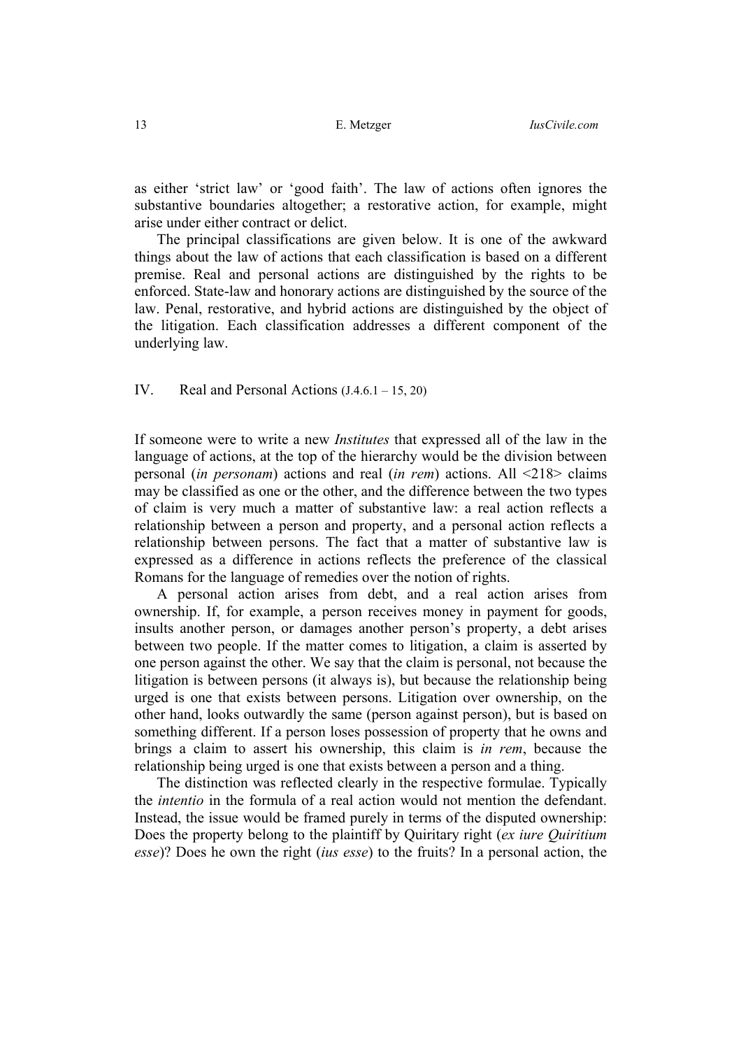as either 'strict law' or 'good faith'. The law of actions often ignores the substantive boundaries altogether; a restorative action, for example, might arise under either contract or delict.

The principal classifications are given below. It is one of the awkward things about the law of actions that each classification is based on a different premise. Real and personal actions are distinguished by the rights to be enforced. State-law and honorary actions are distinguished by the source of the law. Penal, restorative, and hybrid actions are distinguished by the object of the litigation. Each classification addresses a different component of the underlying law.

## IV. Real and Personal Actions (J.4.6.1 – 15, 20)

If someone were to write a new *Institutes* that expressed all of the law in the language of actions, at the top of the hierarchy would be the division between personal (*in personam*) actions and real (*in rem*) actions. All <218> claims may be classified as one or the other, and the difference between the two types of claim is very much a matter of substantive law: a real action reflects a relationship between a person and property, and a personal action reflects a relationship between persons. The fact that a matter of substantive law is expressed as a difference in actions reflects the preference of the classical Romans for the language of remedies over the notion of rights.

A personal action arises from debt, and a real action arises from ownership. If, for example, a person receives money in payment for goods, insults another person, or damages another person's property, a debt arises between two people. If the matter comes to litigation, a claim is asserted by one person against the other. We say that the claim is personal, not because the litigation is between persons (it always is), but because the relationship being urged is one that exists between persons. Litigation over ownership, on the other hand, looks outwardly the same (person against person), but is based on something different. If a person loses possession of property that he owns and brings a claim to assert his ownership, this claim is *in rem*, because the relationship being urged is one that exists between a person and a thing.

The distinction was reflected clearly in the respective formulae. Typically the *intentio* in the formula of a real action would not mention the defendant. Instead, the issue would be framed purely in terms of the disputed ownership: Does the property belong to the plaintiff by Quiritary right (*ex iure Quiritium esse*)? Does he own the right (*ius esse*) to the fruits? In a personal action, the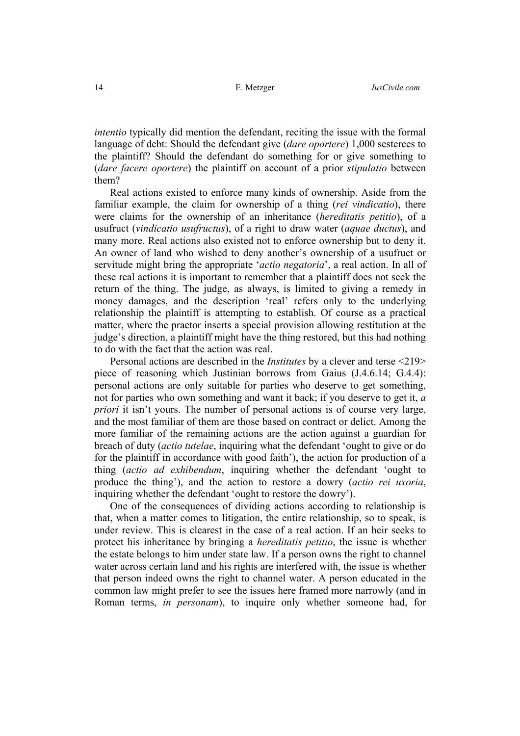*intentio* typically did mention the defendant, reciting the issue with the formal language of debt: Should the defendant give (*dare oportere*) 1,000 sesterces to the plaintiff? Should the defendant do something for or give something to (*dare facere oportere*) the plaintiff on account of a prior *stipulatio* between them?

Real actions existed to enforce many kinds of ownership. Aside from the familiar example, the claim for ownership of a thing (*rei vindicatio*), there were claims for the ownership of an inheritance (*hereditatis petitio*), of a usufruct (*vindicatio usufructus*), of a right to draw water (*aquae ductus*), and many more. Real actions also existed not to enforce ownership but to deny it. An owner of land who wished to deny another's ownership of a usufruct or servitude might bring the appropriate '*actio negatoria*', a real action. In all of these real actions it is important to remember that a plaintiff does not seek the return of the thing. The judge, as always, is limited to giving a remedy in money damages, and the description 'real' refers only to the underlying relationship the plaintiff is attempting to establish. Of course as a practical matter, where the praetor inserts a special provision allowing restitution at the judge's direction, a plaintiff might have the thing restored, but this had nothing to do with the fact that the action was real.

Personal actions are described in the *Institutes* by a clever and terse <219> piece of reasoning which Justinian borrows from Gaius (J.4.6.14; G.4.4): personal actions are only suitable for parties who deserve to get something, not for parties who own something and want it back; if you deserve to get it, *a priori* it isn't yours. The number of personal actions is of course very large, and the most familiar of them are those based on contract or delict. Among the more familiar of the remaining actions are the action against a guardian for breach of duty (*actio tutelae*, inquiring what the defendant 'ought to give or do for the plaintiff in accordance with good faith'), the action for production of a thing (*actio ad exhibendum*, inquiring whether the defendant 'ought to produce the thing'), and the action to restore a dowry (*actio rei uxoria*, inquiring whether the defendant 'ought to restore the dowry').

One of the consequences of dividing actions according to relationship is that, when a matter comes to litigation, the entire relationship, so to speak, is under review. This is clearest in the case of a real action. If an heir seeks to protect his inheritance by bringing a *hereditatis petitio*, the issue is whether the estate belongs to him under state law. If a person owns the right to channel water across certain land and his rights are interfered with, the issue is whether that person indeed owns the right to channel water. A person educated in the common law might prefer to see the issues here framed more narrowly (and in Roman terms, *in personam*), to inquire only whether someone had, for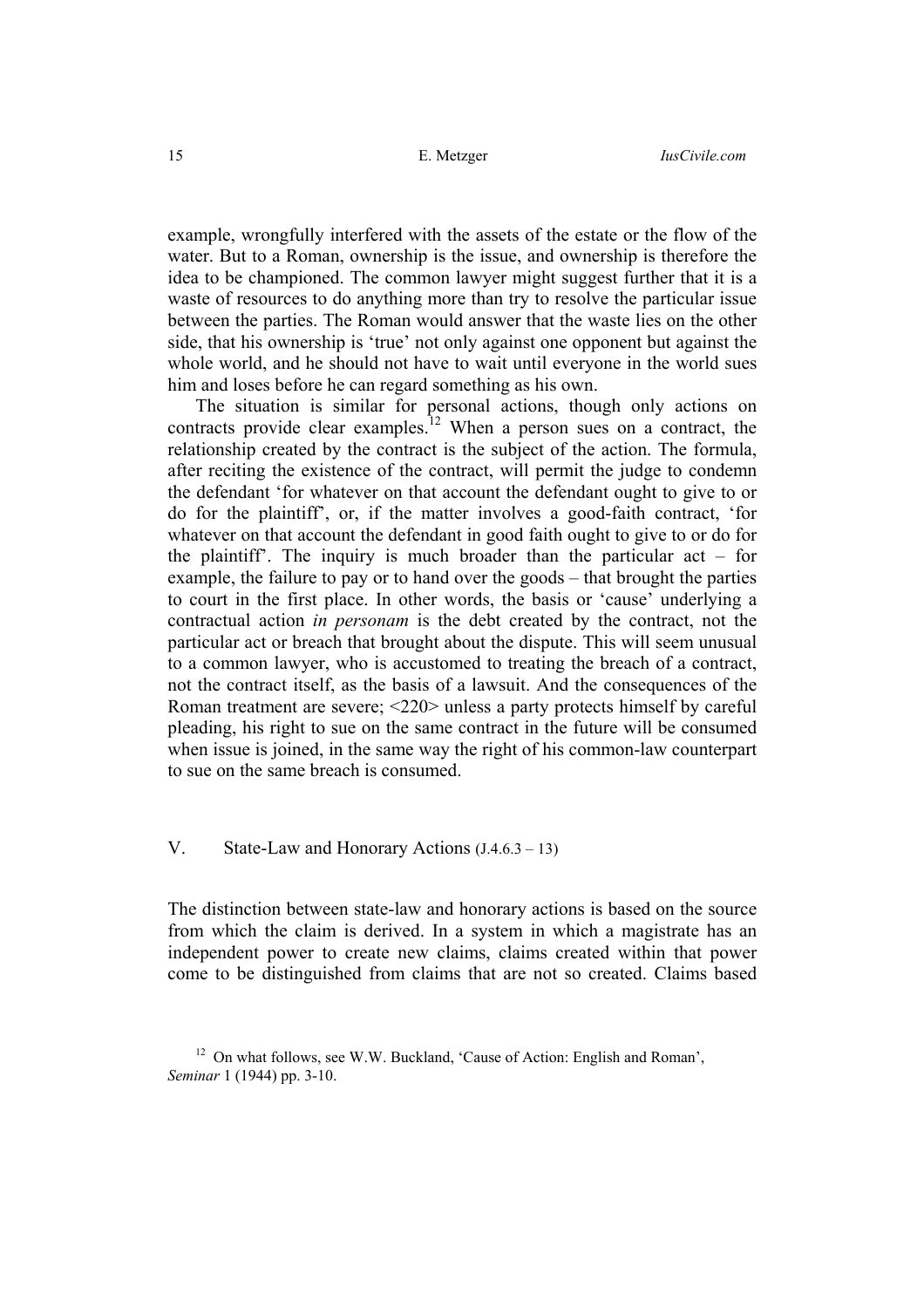example, wrongfully interfered with the assets of the estate or the flow of the water. But to a Roman, ownership is the issue, and ownership is therefore the idea to be championed. The common lawyer might suggest further that it is a waste of resources to do anything more than try to resolve the particular issue between the parties. The Roman would answer that the waste lies on the other side, that his ownership is 'true' not only against one opponent but against the whole world, and he should not have to wait until everyone in the world sues him and loses before he can regard something as his own.

The situation is similar for personal actions, though only actions on contracts provide clear examples.[12] When a person sues on a contract, the relationship created by the contract is the subject of the action. The formula, after reciting the existence of the contract, will permit the judge to condemn the defendant 'for whatever on that account the defendant ought to give to or do for the plaintiff', or, if the matter involves a good-faith contract, 'for whatever on that account the defendant in good faith ought to give to or do for the plaintiff'. The inquiry is much broader than the particular act – for example, the failure to pay or to hand over the goods – that brought the parties to court in the first place. In other words, the basis or 'cause' underlying a contractual action *in personam* is the debt created by the contract, not the particular act or breach that brought about the dispute. This will seem unusual to a common lawyer, who is accustomed to treating the breach of a contract, not the contract itself, as the basis of a lawsuit. And the consequences of the Roman treatment are severe; <220> unless a party protects himself by careful pleading, his right to sue on the same contract in the future will be consumed when issue is joined, in the same way the right of his common-law counterpart to sue on the same breach is consumed.

## V. State-Law and Honorary Actions (J.4.6.3 – 13)

The distinction between state-law and honorary actions is based on the source from which the claim is derived. In a system in which a magistrate has an independent power to create new claims, claims created within that power come to be distinguished from claims that are not so created. Claims based

[12] On what follows, see W.W. Buckland, 'Cause of Action: English and Roman', *Seminar* 1 (1944) pp. 3-10.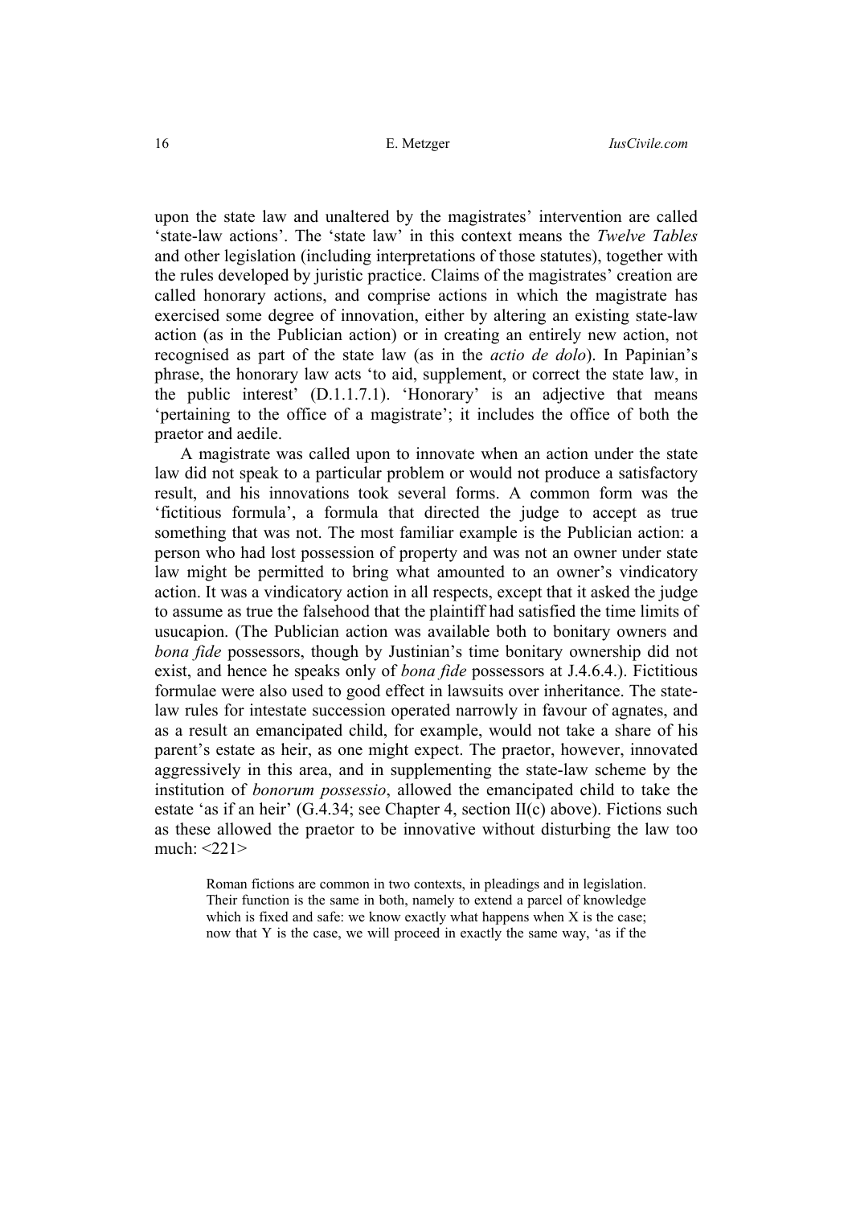upon the state law and unaltered by the magistrates' intervention are called 'state-law actions'. The 'state law' in this context means the *Twelve Tables* and other legislation (including interpretations of those statutes), together with the rules developed by juristic practice. Claims of the magistrates' creation are called honorary actions, and comprise actions in which the magistrate has exercised some degree of innovation, either by altering an existing state-law action (as in the Publician action) or in creating an entirely new action, not recognised as part of the state law (as in the *actio de dolo*). In Papinian's phrase, the honorary law acts 'to aid, supplement, or correct the state law, in the public interest' (D.1.1.7.1). 'Honorary' is an adjective that means 'pertaining to the office of a magistrate'; it includes the office of both the praetor and aedile.

A magistrate was called upon to innovate when an action under the state law did not speak to a particular problem or would not produce a satisfactory result, and his innovations took several forms. A common form was the 'fictitious formula', a formula that directed the judge to accept as true something that was not. The most familiar example is the Publician action: a person who had lost possession of property and was not an owner under state law might be permitted to bring what amounted to an owner's vindicatory action. It was a vindicatory action in all respects, except that it asked the judge to assume as true the falsehood that the plaintiff had satisfied the time limits of usucapion. (The Publician action was available both to bonitary owners and *bona fide* possessors, though by Justinian's time bonitary ownership did not exist, and hence he speaks only of *bona fide* possessors at J.4.6.4.). Fictitious formulae were also used to good effect in lawsuits over inheritance. The state-law rules for intestate succession operated narrowly in favour of agnates, and as a result an emancipated child, for example, would not take a share of his parent's estate as heir, as one might expect. The praetor, however, innovated aggressively in this area, and in supplementing the state-law scheme by the institution of *bonorum possessio*, allowed the emancipated child to take the estate 'as if an heir' (G.4.34; see Chapter 4, section II(c) above). Fictions such as these allowed the praetor to be innovative without disturbing the law too much: <221>

> Roman fictions are common in two contexts, in pleadings and in legislation. Their function is the same in both, namely to extend a parcel of knowledge which is fixed and safe: we know exactly what happens when X is the case; now that Y is the case, we will proceed in exactly the same way, 'as if the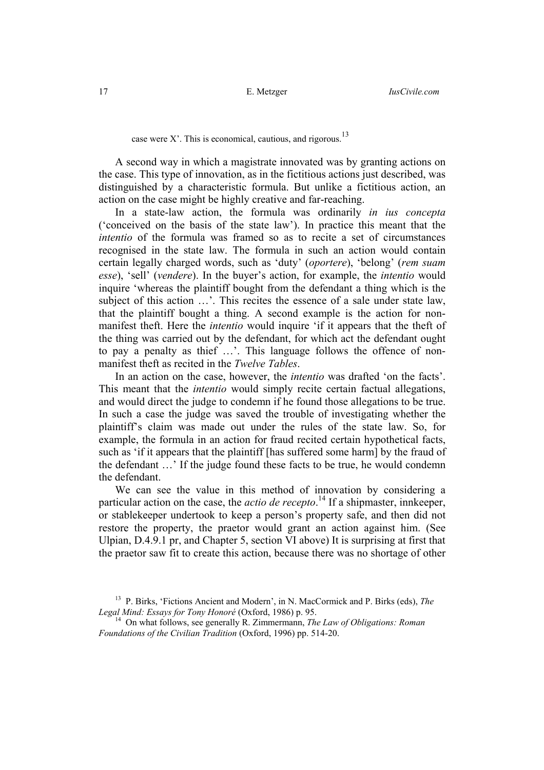case were X'. This is economical, cautious, and rigorous.[13]

A second way in which a magistrate innovated was by granting actions on the case. This type of innovation, as in the fictitious actions just described, was distinguished by a characteristic formula. But unlike a fictitious action, an action on the case might be highly creative and far-reaching.

In a state-law action, the formula was ordinarily *in ius concepta* ('conceived on the basis of the state law'). In practice this meant that the *intentio* of the formula was framed so as to recite a set of circumstances recognised in the state law. The formula in such an action would contain certain legally charged words, such as 'duty' (*oportere*), 'belong' (*rem suam esse*), 'sell' (*vendere*). In the buyer's action, for example, the *intentio* would inquire 'whereas the plaintiff bought from the defendant a thing which is the subject of this action …'. This recites the essence of a sale under state law, that the plaintiff bought a thing. A second example is the action for non-manifest theft. Here the *intentio* would inquire 'if it appears that the theft of the thing was carried out by the defendant, for which act the defendant ought to pay a penalty as thief …'. This language follows the offence of non-manifest theft as recited in the *Twelve Tables*.

In an action on the case, however, the *intentio* was drafted 'on the facts'. This meant that the *intentio* would simply recite certain factual allegations, and would direct the judge to condemn if he found those allegations to be true. In such a case the judge was saved the trouble of investigating whether the plaintiff's claim was made out under the rules of the state law. So, for example, the formula in an action for fraud recited certain hypothetical facts, such as 'if it appears that the plaintiff [has suffered some harm] by the fraud of the defendant …' If the judge found these facts to be true, he would condemn the defendant.

We can see the value in this method of innovation by considering a particular action on the case, the *actio de recepto*.[14] If a shipmaster, innkeeper, or stablekeeper undertook to keep a person's property safe, and then did not restore the property, the praetor would grant an action against him. (See Ulpian, D.4.9.1 pr, and Chapter 5, section VI above) It is surprising at first that the praetor saw fit to create this action, because there was no shortage of other

---

[13] P. Birks, 'Fictions Ancient and Modern', in N. MacCormick and P. Birks (eds), *The Legal Mind: Essays for Tony Honoré* (Oxford, 1986) p. 95.

[14] On what follows, see generally R. Zimmermann, *The Law of Obligations: Roman Foundations of the Civilian Tradition* (Oxford, 1996) pp. 514-20.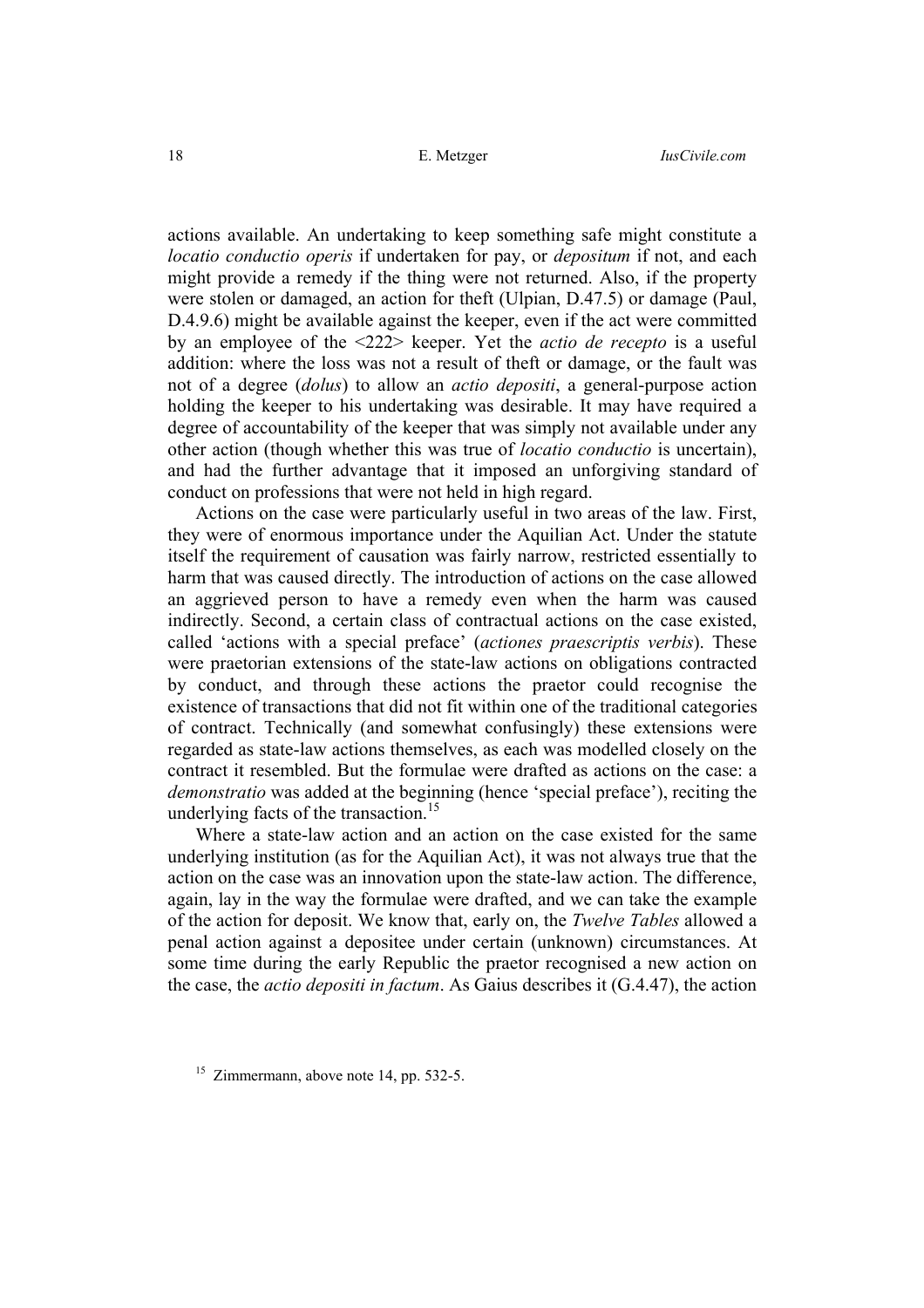actions available. An undertaking to keep something safe might constitute a *locatio conductio operis* if undertaken for pay, or *depositum* if not, and each might provide a remedy if the thing were not returned. Also, if the property were stolen or damaged, an action for theft (Ulpian, D.47.5) or damage (Paul, D.4.9.6) might be available against the keeper, even if the act were committed by an employee of the <222> keeper. Yet the *actio de recepto* is a useful addition: where the loss was not a result of theft or damage, or the fault was not of a degree (*dolus*) to allow an *actio depositi*, a general-purpose action holding the keeper to his undertaking was desirable. It may have required a degree of accountability of the keeper that was simply not available under any other action (though whether this was true of *locatio conductio* is uncertain), and had the further advantage that it imposed an unforgiving standard of conduct on professions that were not held in high regard.

Actions on the case were particularly useful in two areas of the law. First, they were of enormous importance under the Aquilian Act. Under the statute itself the requirement of causation was fairly narrow, restricted essentially to harm that was caused directly. The introduction of actions on the case allowed an aggrieved person to have a remedy even when the harm was caused indirectly. Second, a certain class of contractual actions on the case existed, called 'actions with a special preface' (*actiones praescriptis verbis*). These were praetorian extensions of the state-law actions on obligations contracted by conduct, and through these actions the praetor could recognise the existence of transactions that did not fit within one of the traditional categories of contract. Technically (and somewhat confusingly) these extensions were regarded as state-law actions themselves, as each was modelled closely on the contract it resembled. But the formulae were drafted as actions on the case: a *demonstratio* was added at the beginning (hence 'special preface'), reciting the underlying facts of the transaction.[15]

Where a state-law action and an action on the case existed for the same underlying institution (as for the Aquilian Act), it was not always true that the action on the case was an innovation upon the state-law action. The difference, again, lay in the way the formulae were drafted, and we can take the example of the action for deposit. We know that, early on, the *Twelve Tables* allowed a penal action against a depositee under certain (unknown) circumstances. At some time during the early Republic the praetor recognised a new action on the case, the *actio depositi in factum*. As Gaius describes it (G.4.47), the action

[15] Zimmermann, above note 14, pp. 532-5.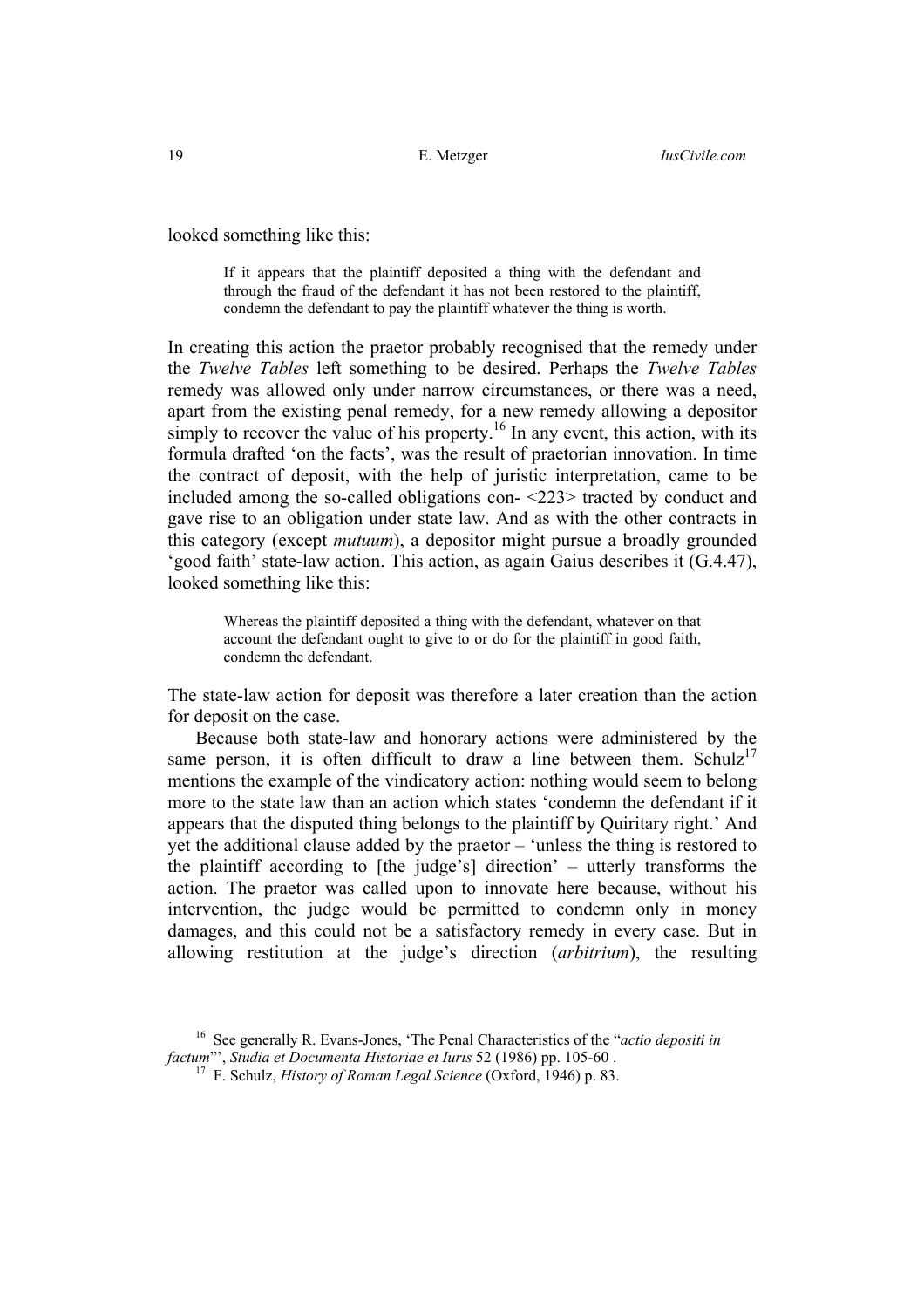looked something like this:

> If it appears that the plaintiff deposited a thing with the defendant and through the fraud of the defendant it has not been restored to the plaintiff, condemn the defendant to pay the plaintiff whatever the thing is worth.

In creating this action the praetor probably recognised that the remedy under the *Twelve Tables* left something to be desired. Perhaps the *Twelve Tables* remedy was allowed only under narrow circumstances, or there was a need, apart from the existing penal remedy, for a new remedy allowing a depositor simply to recover the value of his property.[16] In any event, this action, with its formula drafted 'on the facts', was the result of praetorian innovation. In time the contract of deposit, with the help of juristic interpretation, came to be included among the so-called obligations con- <223> tracted by conduct and gave rise to an obligation under state law. And as with the other contracts in this category (except *mutuum*), a depositor might pursue a broadly grounded 'good faith' state-law action. This action, as again Gaius describes it (G.4.47), looked something like this:

> Whereas the plaintiff deposited a thing with the defendant, whatever on that account the defendant ought to give to or do for the plaintiff in good faith, condemn the defendant.

The state-law action for deposit was therefore a later creation than the action for deposit on the case.

Because both state-law and honorary actions were administered by the same person, it is often difficult to draw a line between them. Schulz[17] mentions the example of the vindicatory action: nothing would seem to belong more to the state law than an action which states 'condemn the defendant if it appears that the disputed thing belongs to the plaintiff by Quiritary right.' And yet the additional clause added by the praetor – 'unless the thing is restored to the plaintiff according to [the judge's] direction' – utterly transforms the action. The praetor was called upon to innovate here because, without his intervention, the judge would be permitted to condemn only in money damages, and this could not be a satisfactory remedy in every case. But in allowing restitution at the judge's direction (*arbitrium*), the resulting

---

[16] See generally R. Evans-Jones, 'The Penal Characteristics of the "*actio depositi in factum*"', *Studia et Documenta Historiae et Iuris* 52 (1986) pp. 105-60 .

[17] F. Schulz, *History of Roman Legal Science* (Oxford, 1946) p. 83.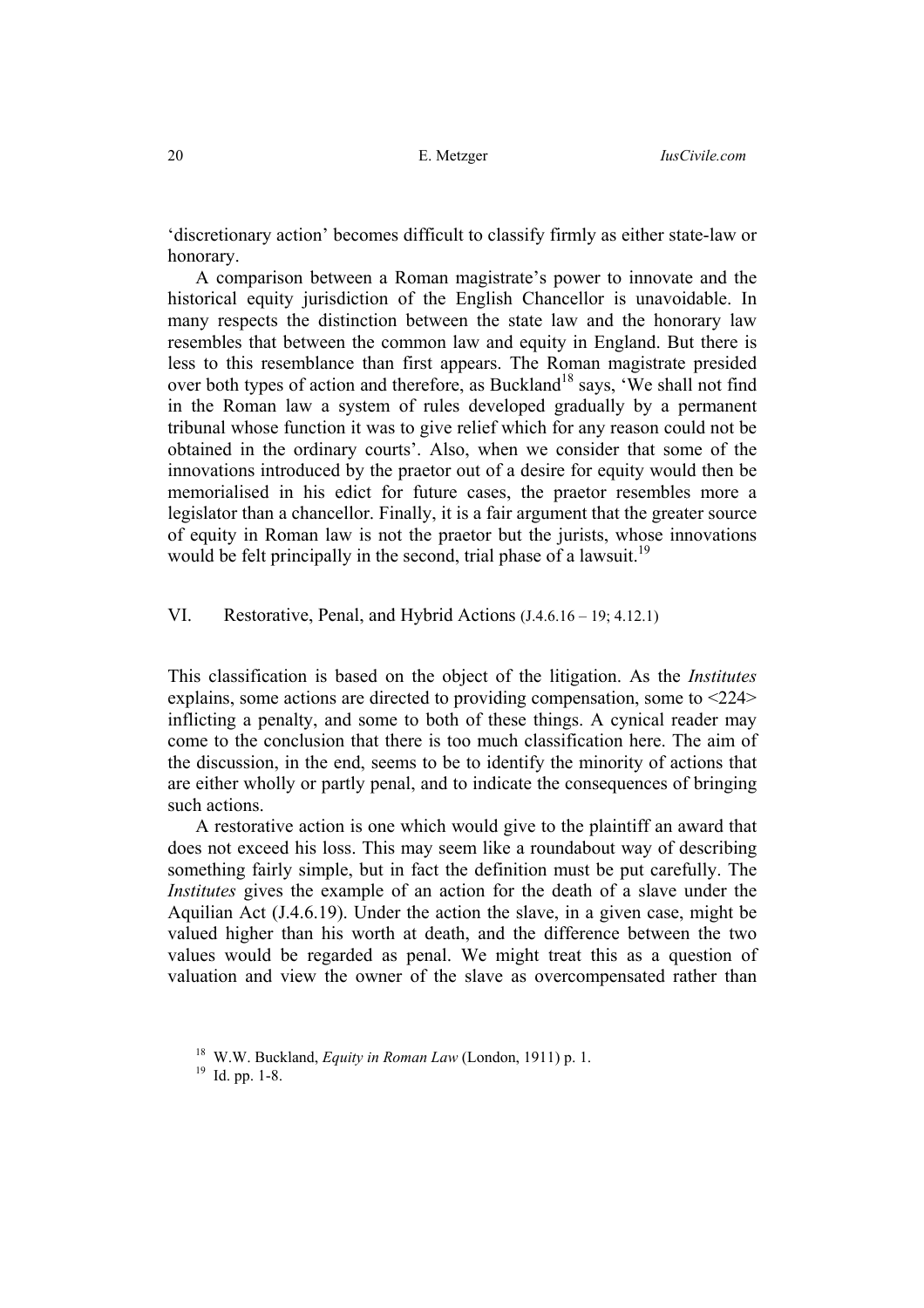'discretionary action' becomes difficult to classify firmly as either state-law or honorary.

A comparison between a Roman magistrate's power to innovate and the historical equity jurisdiction of the English Chancellor is unavoidable. In many respects the distinction between the state law and the honorary law resembles that between the common law and equity in England. But there is less to this resemblance than first appears. The Roman magistrate presided over both types of action and therefore, as Buckland[18] says, 'We shall not find in the Roman law a system of rules developed gradually by a permanent tribunal whose function it was to give relief which for any reason could not be obtained in the ordinary courts'. Also, when we consider that some of the innovations introduced by the praetor out of a desire for equity would then be memorialised in his edict for future cases, the praetor resembles more a legislator than a chancellor. Finally, it is a fair argument that the greater source of equity in Roman law is not the praetor but the jurists, whose innovations would be felt principally in the second, trial phase of a lawsuit.[19]

## VI. Restorative, Penal, and Hybrid Actions (J.4.6.16 – 19; 4.12.1)

This classification is based on the object of the litigation. As the *Institutes* explains, some actions are directed to providing compensation, some to <224> inflicting a penalty, and some to both of these things. A cynical reader may come to the conclusion that there is too much classification here. The aim of the discussion, in the end, seems to be to identify the minority of actions that are either wholly or partly penal, and to indicate the consequences of bringing such actions.

A restorative action is one which would give to the plaintiff an award that does not exceed his loss. This may seem like a roundabout way of describing something fairly simple, but in fact the definition must be put carefully. The *Institutes* gives the example of an action for the death of a slave under the Aquilian Act (J.4.6.19). Under the action the slave, in a given case, might be valued higher than his worth at death, and the difference between the two values would be regarded as penal. We might treat this as a question of valuation and view the owner of the slave as overcompensated rather than

[18] W.W. Buckland, *Equity in Roman Law* (London, 1911) p. 1.

[19] Id. pp. 1-8.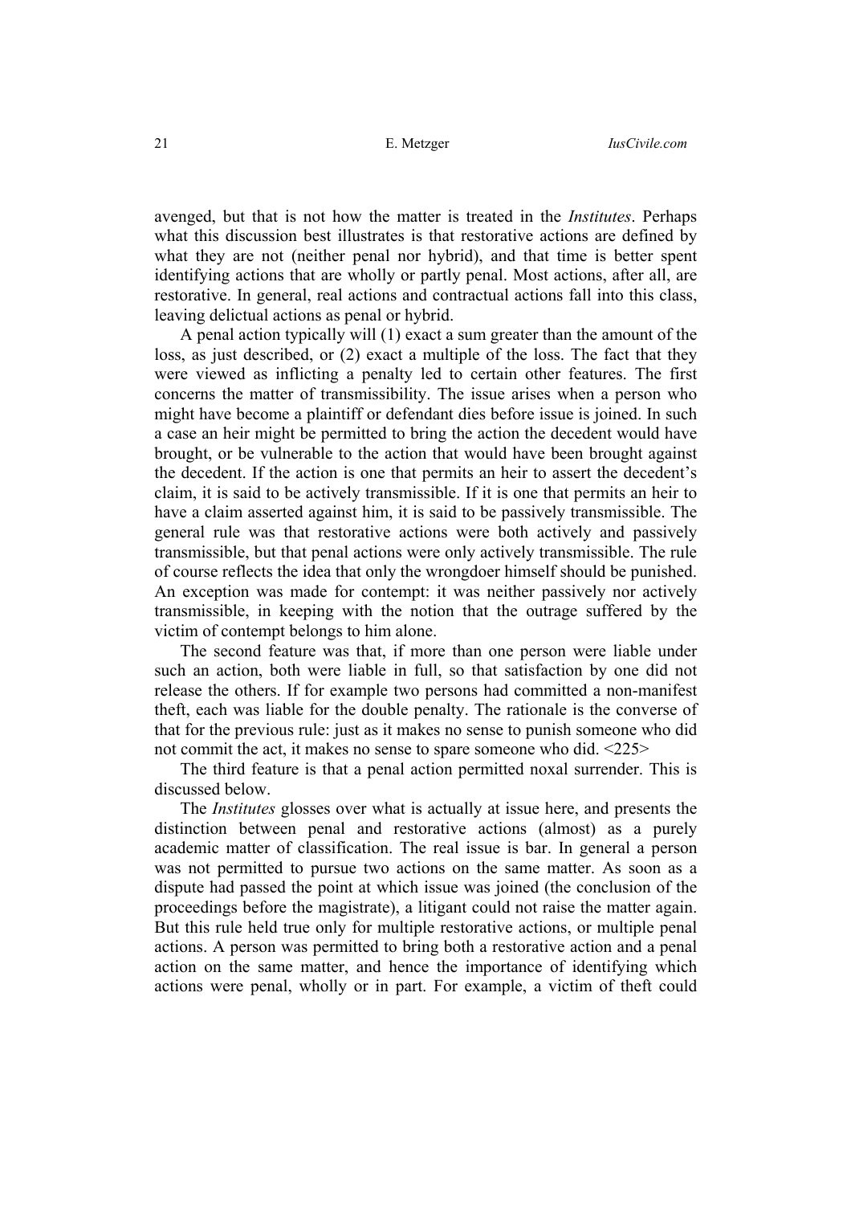avenged, but that is not how the matter is treated in the *Institutes*. Perhaps what this discussion best illustrates is that restorative actions are defined by what they are not (neither penal nor hybrid), and that time is better spent identifying actions that are wholly or partly penal. Most actions, after all, are restorative. In general, real actions and contractual actions fall into this class, leaving delictual actions as penal or hybrid.

A penal action typically will (1) exact a sum greater than the amount of the loss, as just described, or (2) exact a multiple of the loss. The fact that they were viewed as inflicting a penalty led to certain other features. The first concerns the matter of transmissibility. The issue arises when a person who might have become a plaintiff or defendant dies before issue is joined. In such a case an heir might be permitted to bring the action the decedent would have brought, or be vulnerable to the action that would have been brought against the decedent. If the action is one that permits an heir to assert the decedent's claim, it is said to be actively transmissible. If it is one that permits an heir to have a claim asserted against him, it is said to be passively transmissible. The general rule was that restorative actions were both actively and passively transmissible, but that penal actions were only actively transmissible. The rule of course reflects the idea that only the wrongdoer himself should be punished. An exception was made for contempt: it was neither passively nor actively transmissible, in keeping with the notion that the outrage suffered by the victim of contempt belongs to him alone.

The second feature was that, if more than one person were liable under such an action, both were liable in full, so that satisfaction by one did not release the others. If for example two persons had committed a non-manifest theft, each was liable for the double penalty. The rationale is the converse of that for the previous rule: just as it makes no sense to punish someone who did not commit the act, it makes no sense to spare someone who did. <225>

The third feature is that a penal action permitted noxal surrender. This is discussed below.

The *Institutes* glosses over what is actually at issue here, and presents the distinction between penal and restorative actions (almost) as a purely academic matter of classification. The real issue is bar. In general a person was not permitted to pursue two actions on the same matter. As soon as a dispute had passed the point at which issue was joined (the conclusion of the proceedings before the magistrate), a litigant could not raise the matter again. But this rule held true only for multiple restorative actions, or multiple penal actions. A person was permitted to bring both a restorative action and a penal action on the same matter, and hence the importance of identifying which actions were penal, wholly or in part. For example, a victim of theft could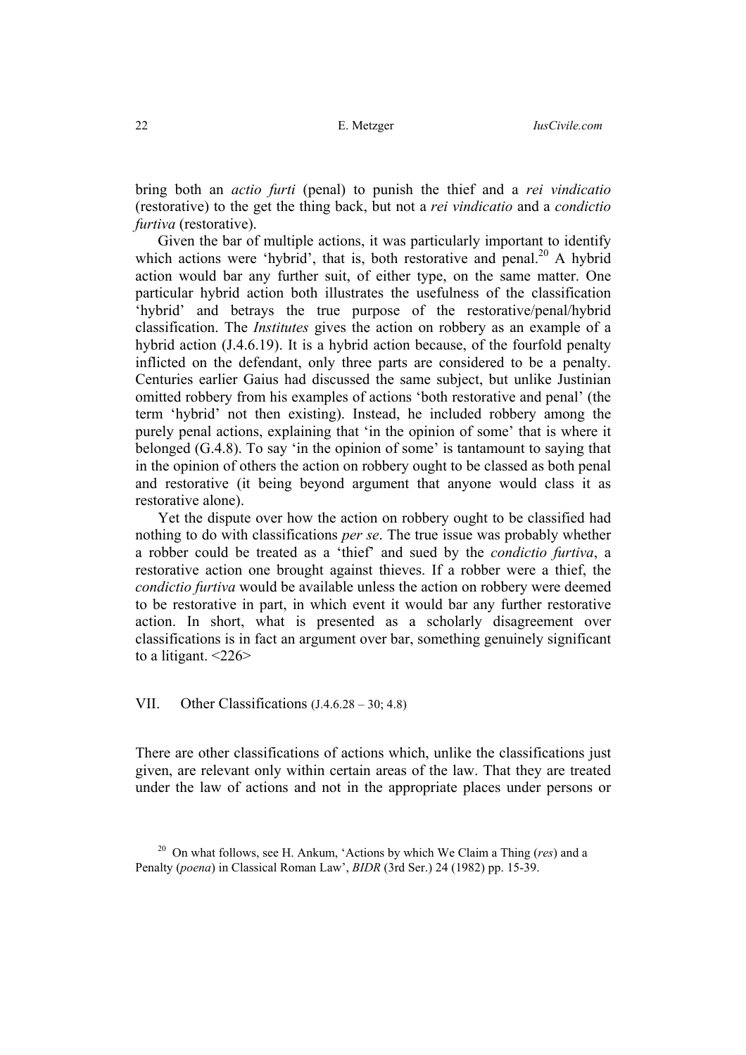bring both an *actio furti* (penal) to punish the thief and a *rei vindicatio* (restorative) to the get the thing back, but not a *rei vindicatio* and a *condictio furtiva* (restorative).

Given the bar of multiple actions, it was particularly important to identify which actions were 'hybrid', that is, both restorative and penal.[20] A hybrid action would bar any further suit, of either type, on the same matter. One particular hybrid action both illustrates the usefulness of the classification 'hybrid' and betrays the true purpose of the restorative/penal/hybrid classification. The *Institutes* gives the action on robbery as an example of a hybrid action (J.4.6.19). It is a hybrid action because, of the fourfold penalty inflicted on the defendant, only three parts are considered to be a penalty. Centuries earlier Gaius had discussed the same subject, but unlike Justinian omitted robbery from his examples of actions 'both restorative and penal' (the term 'hybrid' not then existing). Instead, he included robbery among the purely penal actions, explaining that 'in the opinion of some' that is where it belonged (G.4.8). To say 'in the opinion of some' is tantamount to saying that in the opinion of others the action on robbery ought to be classed as both penal and restorative (it being beyond argument that anyone would class it as restorative alone).

Yet the dispute over how the action on robbery ought to be classified had nothing to do with classifications *per se*. The true issue was probably whether a robber could be treated as a 'thief' and sued by the *condictio furtiva*, a restorative action one brought against thieves. If a robber were a thief, the *condictio furtiva* would be available unless the action on robbery were deemed to be restorative in part, in which event it would bar any further restorative action. In short, what is presented as a scholarly disagreement over classifications is in fact an argument over bar, something genuinely significant to a litigant. <226>

## VII. Other Classifications (J.4.6.28 – 30; 4.8)

There are other classifications of actions which, unlike the classifications just given, are relevant only within certain areas of the law. That they are treated under the law of actions and not in the appropriate places under persons or

[20] On what follows, see H. Ankum, 'Actions by which We Claim a Thing (*res*) and a Penalty (*poena*) in Classical Roman Law', *BIDR* (3rd Ser.) 24 (1982) pp. 15-39.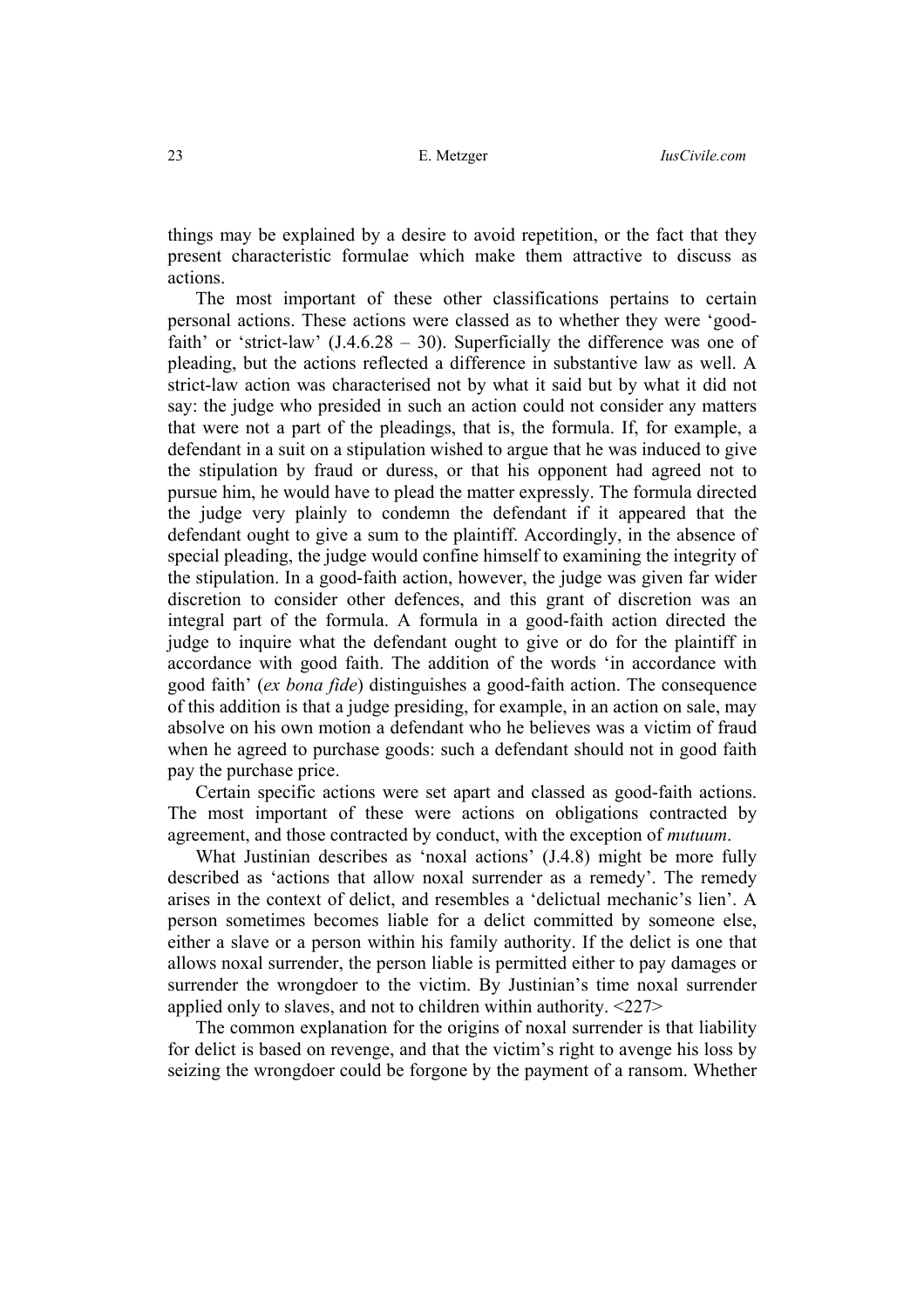things may be explained by a desire to avoid repetition, or the fact that they present characteristic formulae which make them attractive to discuss as actions.

The most important of these other classifications pertains to certain personal actions. These actions were classed as to whether they were 'good-faith' or 'strict-law' (J.4.6.28 – 30). Superficially the difference was one of pleading, but the actions reflected a difference in substantive law as well. A strict-law action was characterised not by what it said but by what it did not say: the judge who presided in such an action could not consider any matters that were not a part of the pleadings, that is, the formula. If, for example, a defendant in a suit on a stipulation wished to argue that he was induced to give the stipulation by fraud or duress, or that his opponent had agreed not to pursue him, he would have to plead the matter expressly. The formula directed the judge very plainly to condemn the defendant if it appeared that the defendant ought to give a sum to the plaintiff. Accordingly, in the absence of special pleading, the judge would confine himself to examining the integrity of the stipulation. In a good-faith action, however, the judge was given far wider discretion to consider other defences, and this grant of discretion was an integral part of the formula. A formula in a good-faith action directed the judge to inquire what the defendant ought to give or do for the plaintiff in accordance with good faith. The addition of the words 'in accordance with good faith' (*ex bona fide*) distinguishes a good-faith action. The consequence of this addition is that a judge presiding, for example, in an action on sale, may absolve on his own motion a defendant who he believes was a victim of fraud when he agreed to purchase goods: such a defendant should not in good faith pay the purchase price.

Certain specific actions were set apart and classed as good-faith actions. The most important of these were actions on obligations contracted by agreement, and those contracted by conduct, with the exception of *mutuum*.

What Justinian describes as 'noxal actions' (J.4.8) might be more fully described as 'actions that allow noxal surrender as a remedy'. The remedy arises in the context of delict, and resembles a 'delictual mechanic's lien'. A person sometimes becomes liable for a delict committed by someone else, either a slave or a person within his family authority. If the delict is one that allows noxal surrender, the person liable is permitted either to pay damages or surrender the wrongdoer to the victim. By Justinian's time noxal surrender applied only to slaves, and not to children within authority. <227>

The common explanation for the origins of noxal surrender is that liability for delict is based on revenge, and that the victim's right to avenge his loss by seizing the wrongdoer could be forgone by the payment of a ransom. Whether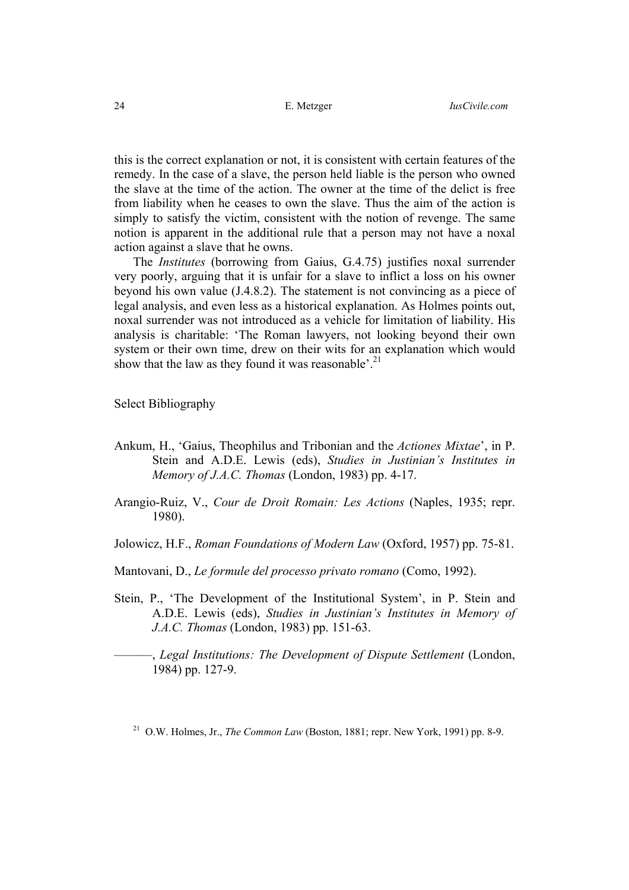this is the correct explanation or not, it is consistent with certain features of the remedy. In the case of a slave, the person held liable is the person who owned the slave at the time of the action. The owner at the time of the delict is free from liability when he ceases to own the slave. Thus the aim of the action is simply to satisfy the victim, consistent with the notion of revenge. The same notion is apparent in the additional rule that a person may not have a noxal action against a slave that he owns.

The *Institutes* (borrowing from Gaius, G.4.75) justifies noxal surrender very poorly, arguing that it is unfair for a slave to inflict a loss on his owner beyond his own value (J.4.8.2). The statement is not convincing as a piece of legal analysis, and even less as a historical explanation. As Holmes points out, noxal surrender was not introduced as a vehicle for limitation of liability. His analysis is charitable: 'The Roman lawyers, not looking beyond their own system or their own time, drew on their wits for an explanation which would show that the law as they found it was reasonable'.[21]

## Select Bibliography

Ankum, H., 'Gaius, Theophilus and Tribonian and the *Actiones Mixtae*', in P. Stein and A.D.E. Lewis (eds), *Studies in Justinian's Institutes in Memory of J.A.C. Thomas* (London, 1983) pp. 4-17.

Arangio-Ruiz, V., *Cour de Droit Romain: Les Actions* (Naples, 1935; repr. 1980).

Jolowicz, H.F., *Roman Foundations of Modern Law* (Oxford, 1957) pp. 75-81.

Mantovani, D., *Le formule del processo privato romano* (Como, 1992).

Stein, P., 'The Development of the Institutional System', in P. Stein and A.D.E. Lewis (eds), *Studies in Justinian's Institutes in Memory of J.A.C. Thomas* (London, 1983) pp. 151-63.

———, *Legal Institutions: The Development of Dispute Settlement* (London, 1984) pp. 127-9.

[21] O.W. Holmes, Jr., *The Common Law* (Boston, 1881; repr. New York, 1991) pp. 8-9.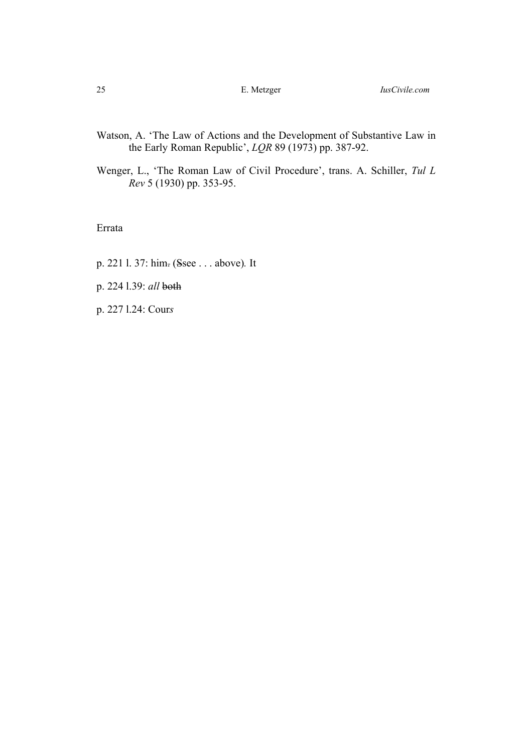Watson, A. 'The Law of Actions and the Development of Substantive Law in the Early Roman Republic', *LQR* 89 (1973) pp. 387-92.

Wenger, L., 'The Roman Law of Civil Procedure', trans. A. Schiller, *Tul L Rev* 5 (1930) pp. 353-95.

Errata

p. 221 l. 37: him~~.~~ (~~S~~see . . . above). It

p. 224 l.39: *all* ~~both~~

p. 227 l.24: Cour*s*